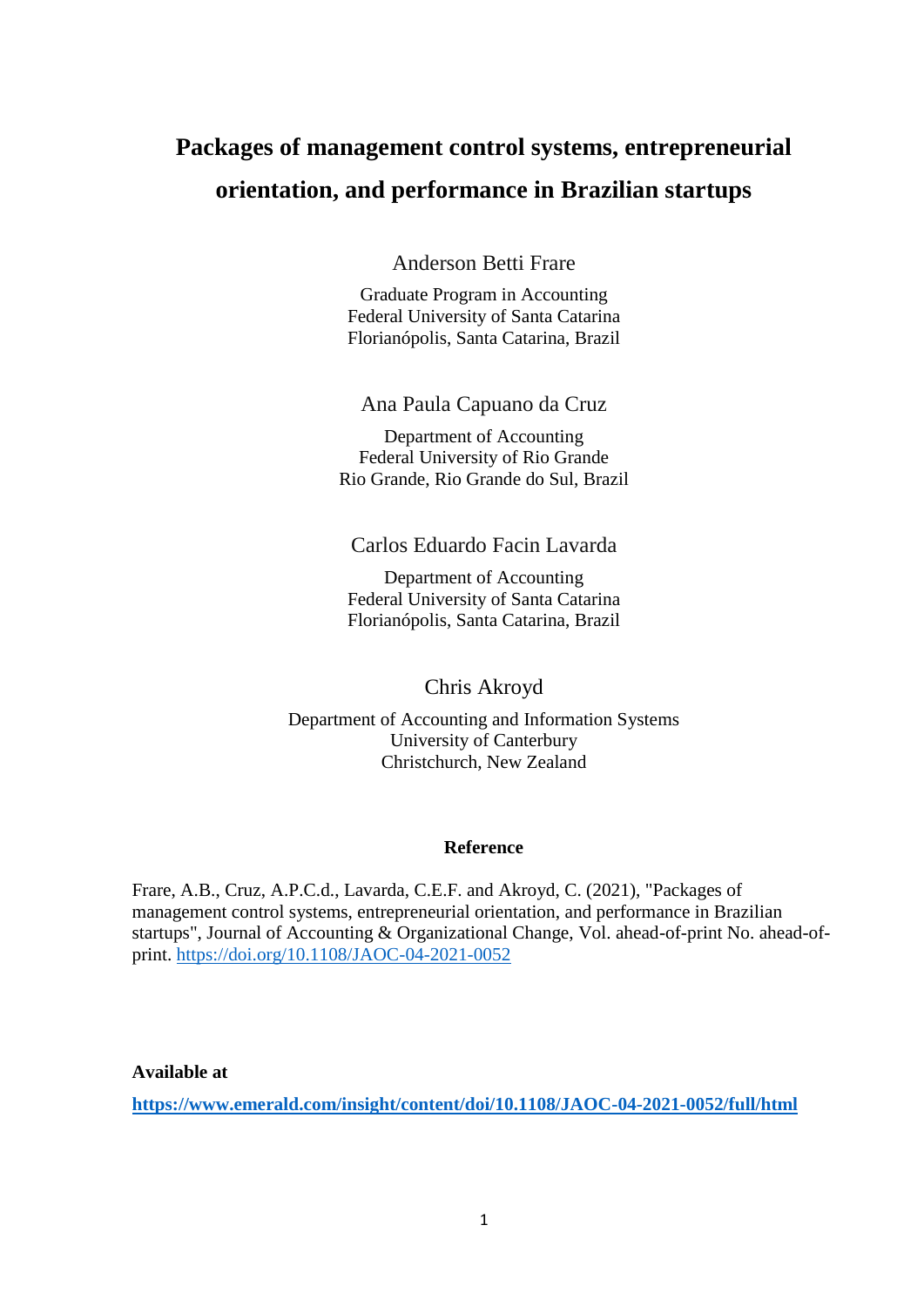# Packages of management control systems, entrepreneurial orientation, and performance in Brazilian startups

Anderson Betti Frare

Graduate Program in Accounting
Federal University of Santa Catarina
Florianópolis, Santa Catarina, Brazil

Ana Paula Capuano da Cruz

Department of Accounting
Federal University of Rio Grande
Rio Grande, Rio Grande do Sul, Brazil

Carlos Eduardo Facin Lavarda

Department of Accounting
Federal University of Santa Catarina
Florianópolis, Santa Catarina, Brazil

Chris Akroyd

Department of Accounting and Information Systems
University of Canterbury
Christchurch, New Zealand

**Reference**

Frare, A.B., Cruz, A.P.C.d., Lavarda, C.E.F. and Akroyd, C. (2021), "Packages of management control systems, entrepreneurial orientation, and performance in Brazilian startups", Journal of Accounting & Organizational Change, Vol. ahead-of-print No. ahead-of-print. https://doi.org/10.1108/JAOC-04-2021-0052

**Available at**

**https://www.emerald.com/insight/content/doi/10.1108/JAOC-04-2021-0052/full/html**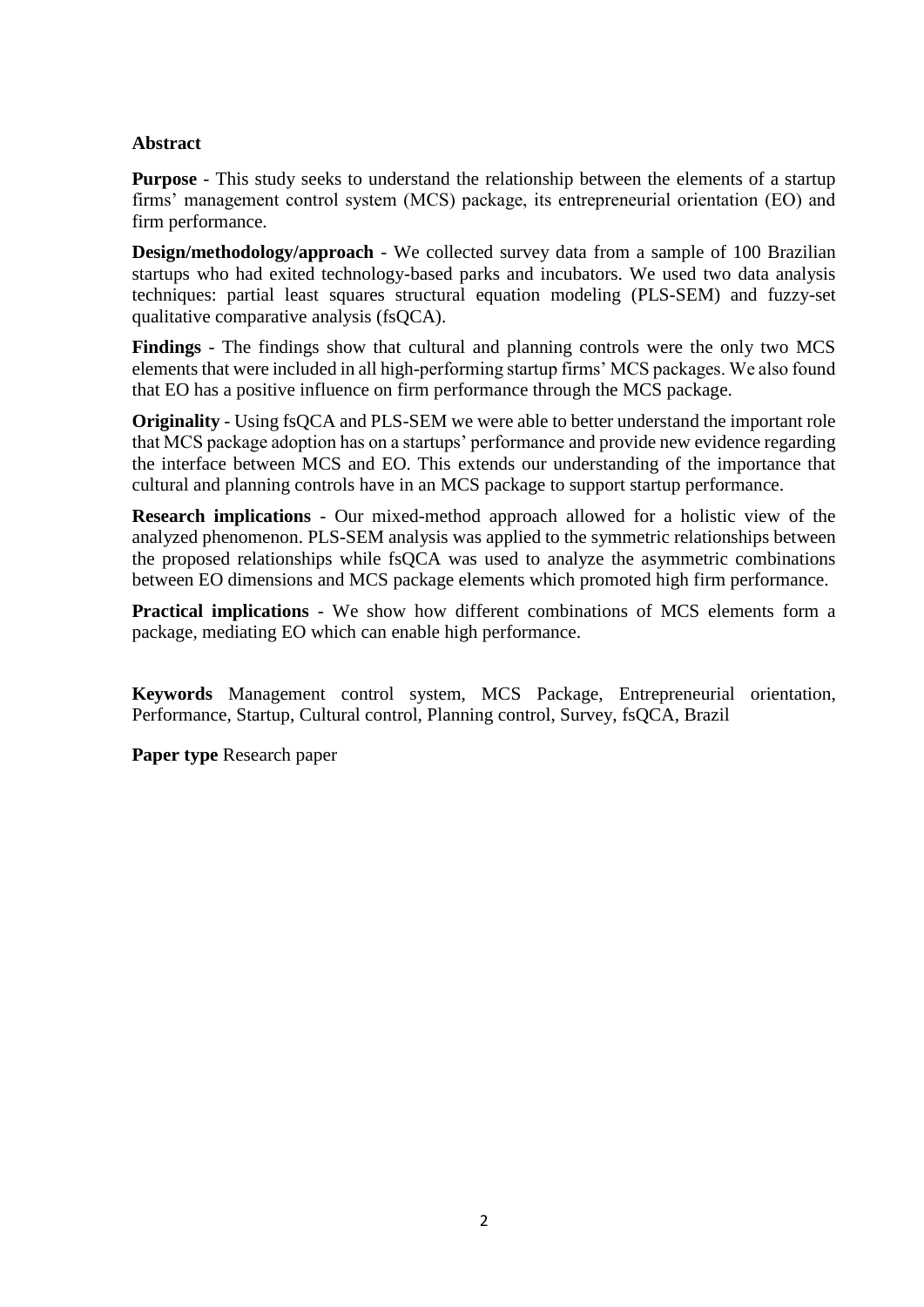## Abstract

**Purpose** - This study seeks to understand the relationship between the elements of a startup firms' management control system (MCS) package, its entrepreneurial orientation (EO) and firm performance.

**Design/methodology/approach** - We collected survey data from a sample of 100 Brazilian startups who had exited technology-based parks and incubators. We used two data analysis techniques: partial least squares structural equation modeling (PLS-SEM) and fuzzy-set qualitative comparative analysis (fsQCA).

**Findings** - The findings show that cultural and planning controls were the only two MCS elements that were included in all high-performing startup firms' MCS packages. We also found that EO has a positive influence on firm performance through the MCS package.

**Originality** - Using fsQCA and PLS-SEM we were able to better understand the important role that MCS package adoption has on a startups' performance and provide new evidence regarding the interface between MCS and EO. This extends our understanding of the importance that cultural and planning controls have in an MCS package to support startup performance.

**Research implications** - Our mixed-method approach allowed for a holistic view of the analyzed phenomenon. PLS-SEM analysis was applied to the symmetric relationships between the proposed relationships while fsQCA was used to analyze the asymmetric combinations between EO dimensions and MCS package elements which promoted high firm performance.

**Practical implications** - We show how different combinations of MCS elements form a package, mediating EO which can enable high performance.

**Keywords** Management control system, MCS Package, Entrepreneurial orientation, Performance, Startup, Cultural control, Planning control, Survey, fsQCA, Brazil

**Paper type** Research paper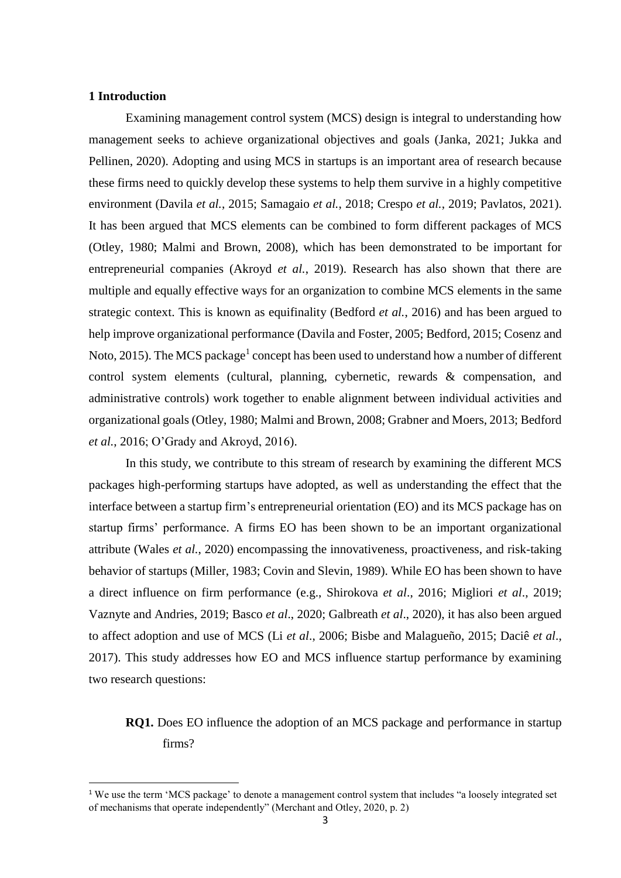## 1 Introduction

Examining management control system (MCS) design is integral to understanding how management seeks to achieve organizational objectives and goals (Janka, 2021; Jukka and Pellinen, 2020). Adopting and using MCS in startups is an important area of research because these firms need to quickly develop these systems to help them survive in a highly competitive environment (Davila *et al.*, 2015; Samagaio *et al.*, 2018; Crespo *et al.*, 2019; Pavlatos, 2021). It has been argued that MCS elements can be combined to form different packages of MCS (Otley, 1980; Malmi and Brown, 2008), which has been demonstrated to be important for entrepreneurial companies (Akroyd *et al.*, 2019). Research has also shown that there are multiple and equally effective ways for an organization to combine MCS elements in the same strategic context. This is known as equifinality (Bedford *et al.*, 2016) and has been argued to help improve organizational performance (Davila and Foster, 2005; Bedford, 2015; Cosenz and Noto, 2015). The MCS package[1] concept has been used to understand how a number of different control system elements (cultural, planning, cybernetic, rewards & compensation, and administrative controls) work together to enable alignment between individual activities and organizational goals (Otley, 1980; Malmi and Brown, 2008; Grabner and Moers, 2013; Bedford *et al.*, 2016; O'Grady and Akroyd, 2016).

In this study, we contribute to this stream of research by examining the different MCS packages high-performing startups have adopted, as well as understanding the effect that the interface between a startup firm's entrepreneurial orientation (EO) and its MCS package has on startup firms' performance. A firms EO has been shown to be an important organizational attribute (Wales *et al.*, 2020) encompassing the innovativeness, proactiveness, and risk-taking behavior of startups (Miller, 1983; Covin and Slevin, 1989). While EO has been shown to have a direct influence on firm performance (e.g., Shirokova *et al*., 2016; Migliori *et al*., 2019; Vaznyte and Andries, 2019; Basco *et al*., 2020; Galbreath *et al*., 2020), it has also been argued to affect adoption and use of MCS (Li *et al*., 2006; Bisbe and Malagueño, 2015; Daciê *et al*., 2017). This study addresses how EO and MCS influence startup performance by examining two research questions:

**RQ1.** Does EO influence the adoption of an MCS package and performance in startup firms?

[1] We use the term 'MCS package' to denote a management control system that includes "a loosely integrated set of mechanisms that operate independently" (Merchant and Otley, 2020, p. 2)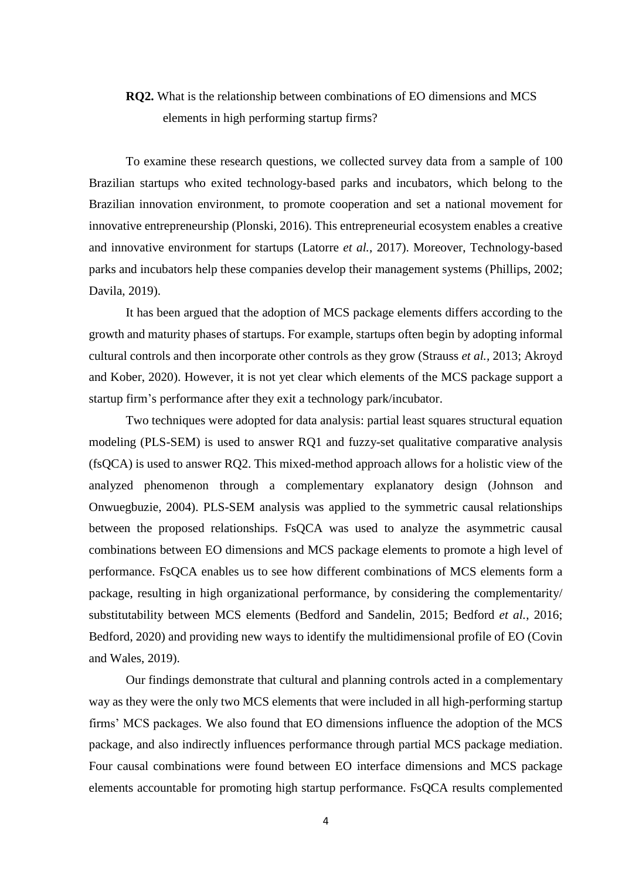**RQ2.** What is the relationship between combinations of EO dimensions and MCS elements in high performing startup firms?

To examine these research questions, we collected survey data from a sample of 100 Brazilian startups who exited technology-based parks and incubators, which belong to the Brazilian innovation environment, to promote cooperation and set a national movement for innovative entrepreneurship (Plonski, 2016). This entrepreneurial ecosystem enables a creative and innovative environment for startups (Latorre *et al.*, 2017). Moreover, Technology-based parks and incubators help these companies develop their management systems (Phillips, 2002; Davila, 2019).

It has been argued that the adoption of MCS package elements differs according to the growth and maturity phases of startups. For example, startups often begin by adopting informal cultural controls and then incorporate other controls as they grow (Strauss *et al.*, 2013; Akroyd and Kober, 2020). However, it is not yet clear which elements of the MCS package support a startup firm's performance after they exit a technology park/incubator.

Two techniques were adopted for data analysis: partial least squares structural equation modeling (PLS-SEM) is used to answer RQ1 and fuzzy-set qualitative comparative analysis (fsQCA) is used to answer RQ2. This mixed-method approach allows for a holistic view of the analyzed phenomenon through a complementary explanatory design (Johnson and Onwuegbuzie, 2004). PLS-SEM analysis was applied to the symmetric causal relationships between the proposed relationships. FsQCA was used to analyze the asymmetric causal combinations between EO dimensions and MCS package elements to promote a high level of performance. FsQCA enables us to see how different combinations of MCS elements form a package, resulting in high organizational performance, by considering the complementarity/ substitutability between MCS elements (Bedford and Sandelin, 2015; Bedford *et al.*, 2016; Bedford, 2020) and providing new ways to identify the multidimensional profile of EO (Covin and Wales, 2019).

Our findings demonstrate that cultural and planning controls acted in a complementary way as they were the only two MCS elements that were included in all high-performing startup firms' MCS packages. We also found that EO dimensions influence the adoption of the MCS package, and also indirectly influences performance through partial MCS package mediation. Four causal combinations were found between EO interface dimensions and MCS package elements accountable for promoting high startup performance. FsQCA results complemented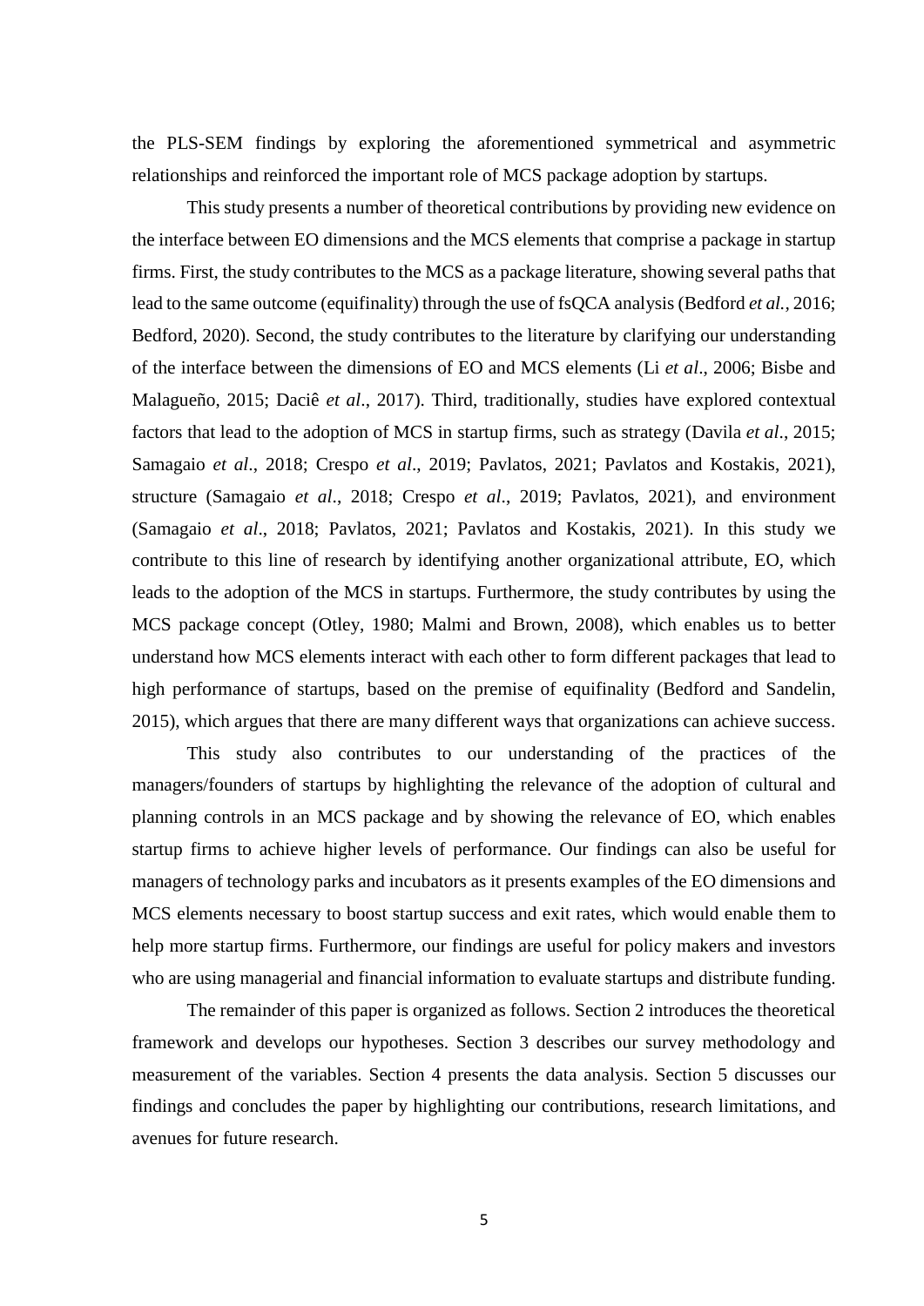the PLS-SEM findings by exploring the aforementioned symmetrical and asymmetric relationships and reinforced the important role of MCS package adoption by startups.

This study presents a number of theoretical contributions by providing new evidence on the interface between EO dimensions and the MCS elements that comprise a package in startup firms. First, the study contributes to the MCS as a package literature, showing several paths that lead to the same outcome (equifinality) through the use of fsQCA analysis (Bedford *et al.*, 2016; Bedford, 2020). Second, the study contributes to the literature by clarifying our understanding of the interface between the dimensions of EO and MCS elements (Li *et al*., 2006; Bisbe and Malagueño, 2015; Daciê *et al*., 2017). Third, traditionally, studies have explored contextual factors that lead to the adoption of MCS in startup firms, such as strategy (Davila *et al*., 2015; Samagaio *et al*., 2018; Crespo *et al*., 2019; Pavlatos, 2021; Pavlatos and Kostakis, 2021), structure (Samagaio *et al*., 2018; Crespo *et al*., 2019; Pavlatos, 2021), and environment (Samagaio *et al*., 2018; Pavlatos, 2021; Pavlatos and Kostakis, 2021). In this study we contribute to this line of research by identifying another organizational attribute, EO, which leads to the adoption of the MCS in startups. Furthermore, the study contributes by using the MCS package concept (Otley, 1980; Malmi and Brown, 2008), which enables us to better understand how MCS elements interact with each other to form different packages that lead to high performance of startups, based on the premise of equifinality (Bedford and Sandelin, 2015), which argues that there are many different ways that organizations can achieve success.

This study also contributes to our understanding of the practices of the managers/founders of startups by highlighting the relevance of the adoption of cultural and planning controls in an MCS package and by showing the relevance of EO, which enables startup firms to achieve higher levels of performance. Our findings can also be useful for managers of technology parks and incubators as it presents examples of the EO dimensions and MCS elements necessary to boost startup success and exit rates, which would enable them to help more startup firms. Furthermore, our findings are useful for policy makers and investors who are using managerial and financial information to evaluate startups and distribute funding.

The remainder of this paper is organized as follows. Section 2 introduces the theoretical framework and develops our hypotheses. Section 3 describes our survey methodology and measurement of the variables. Section 4 presents the data analysis. Section 5 discusses our findings and concludes the paper by highlighting our contributions, research limitations, and avenues for future research.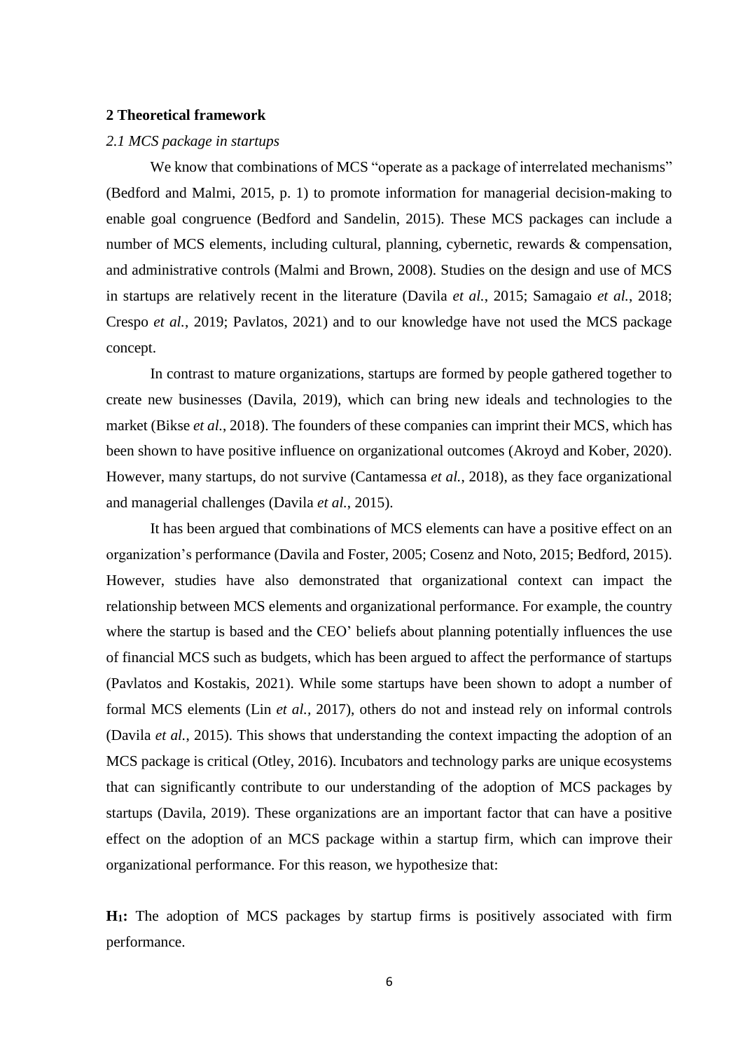## 2 Theoretical framework

### *2.1 MCS package in startups*

We know that combinations of MCS "operate as a package of interrelated mechanisms" (Bedford and Malmi, 2015, p. 1) to promote information for managerial decision-making to enable goal congruence (Bedford and Sandelin, 2015). These MCS packages can include a number of MCS elements, including cultural, planning, cybernetic, rewards & compensation, and administrative controls (Malmi and Brown, 2008). Studies on the design and use of MCS in startups are relatively recent in the literature (Davila *et al.*, 2015; Samagaio *et al.*, 2018; Crespo *et al.*, 2019; Pavlatos, 2021) and to our knowledge have not used the MCS package concept.

In contrast to mature organizations, startups are formed by people gathered together to create new businesses (Davila, 2019), which can bring new ideals and technologies to the market (Bikse *et al.*, 2018). The founders of these companies can imprint their MCS, which has been shown to have positive influence on organizational outcomes (Akroyd and Kober, 2020). However, many startups, do not survive (Cantamessa *et al.*, 2018), as they face organizational and managerial challenges (Davila *et al.*, 2015).

It has been argued that combinations of MCS elements can have a positive effect on an organization's performance (Davila and Foster, 2005; Cosenz and Noto, 2015; Bedford, 2015). However, studies have also demonstrated that organizational context can impact the relationship between MCS elements and organizational performance. For example, the country where the startup is based and the CEO' beliefs about planning potentially influences the use of financial MCS such as budgets, which has been argued to affect the performance of startups (Pavlatos and Kostakis, 2021). While some startups have been shown to adopt a number of formal MCS elements (Lin *et al.*, 2017), others do not and instead rely on informal controls (Davila *et al.*, 2015). This shows that understanding the context impacting the adoption of an MCS package is critical (Otley, 2016). Incubators and technology parks are unique ecosystems that can significantly contribute to our understanding of the adoption of MCS packages by startups (Davila, 2019). These organizations are an important factor that can have a positive effect on the adoption of an MCS package within a startup firm, which can improve their organizational performance. For this reason, we hypothesize that:

**$H_1$:** The adoption of MCS packages by startup firms is positively associated with firm performance.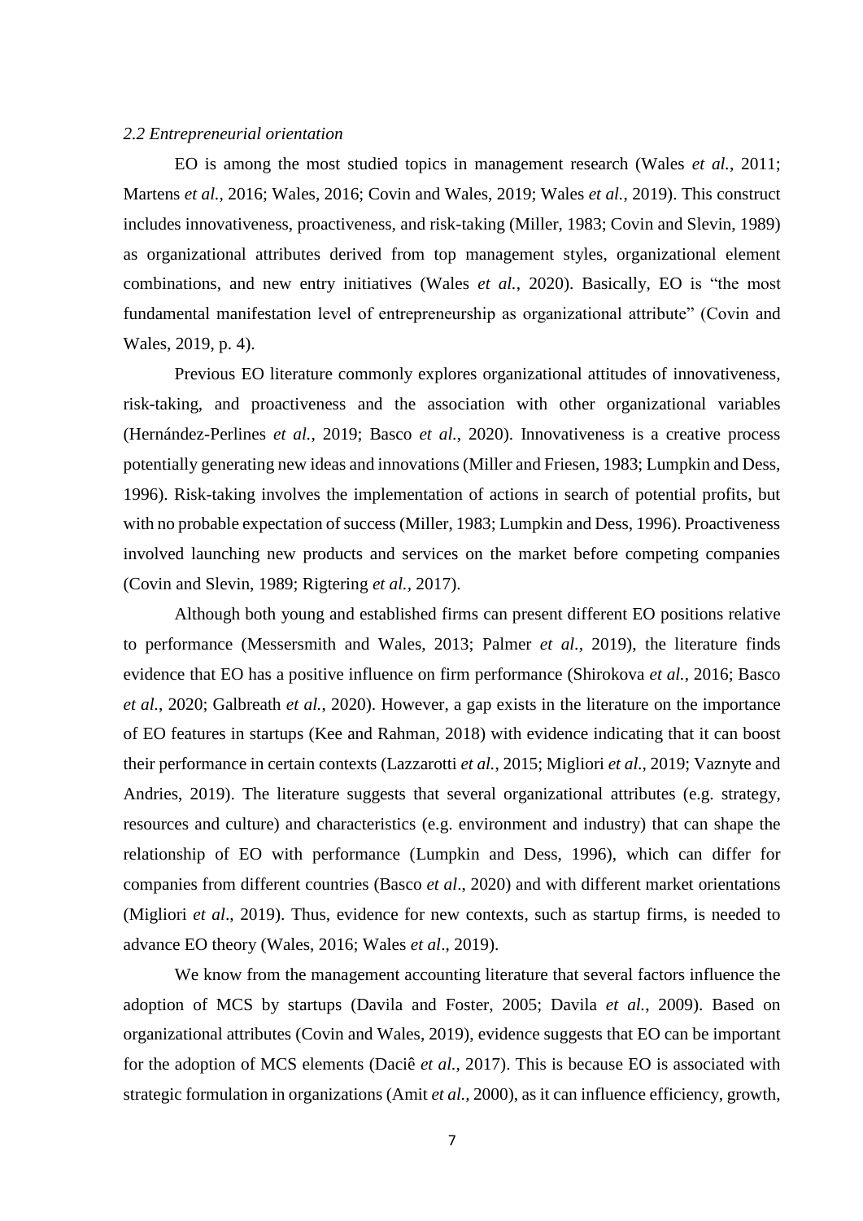### *2.2 Entrepreneurial orientation*

EO is among the most studied topics in management research (Wales *et al.*, 2011; Martens *et al.*, 2016; Wales, 2016; Covin and Wales, 2019; Wales *et al.*, 2019). This construct includes innovativeness, proactiveness, and risk-taking (Miller, 1983; Covin and Slevin, 1989) as organizational attributes derived from top management styles, organizational element combinations, and new entry initiatives (Wales *et al.*, 2020). Basically, EO is "the most fundamental manifestation level of entrepreneurship as organizational attribute" (Covin and Wales, 2019, p. 4).

Previous EO literature commonly explores organizational attitudes of innovativeness, risk-taking, and proactiveness and the association with other organizational variables (Hernández-Perlines *et al.*, 2019; Basco *et al.*, 2020). Innovativeness is a creative process potentially generating new ideas and innovations (Miller and Friesen, 1983; Lumpkin and Dess, 1996). Risk-taking involves the implementation of actions in search of potential profits, but with no probable expectation of success (Miller, 1983; Lumpkin and Dess, 1996). Proactiveness involved launching new products and services on the market before competing companies (Covin and Slevin, 1989; Rigtering *et al.*, 2017).

Although both young and established firms can present different EO positions relative to performance (Messersmith and Wales, 2013; Palmer *et al.*, 2019), the literature finds evidence that EO has a positive influence on firm performance (Shirokova *et al.*, 2016; Basco *et al.*, 2020; Galbreath *et al.*, 2020). However, a gap exists in the literature on the importance of EO features in startups (Kee and Rahman, 2018) with evidence indicating that it can boost their performance in certain contexts (Lazzarotti *et al.*, 2015; Migliori *et al*., 2019; Vaznyte and Andries, 2019). The literature suggests that several organizational attributes (e.g. strategy, resources and culture) and characteristics (e.g. environment and industry) that can shape the relationship of EO with performance (Lumpkin and Dess, 1996), which can differ for companies from different countries (Basco *et al*., 2020) and with different market orientations (Migliori *et al*., 2019). Thus, evidence for new contexts, such as startup firms, is needed to advance EO theory (Wales, 2016; Wales *et al*., 2019).

We know from the management accounting literature that several factors influence the adoption of MCS by startups (Davila and Foster, 2005; Davila *et al.*, 2009). Based on organizational attributes (Covin and Wales, 2019), evidence suggests that EO can be important for the adoption of MCS elements (Daciê *et al.*, 2017). This is because EO is associated with strategic formulation in organizations (Amit *et al.*, 2000), as it can influence efficiency, growth,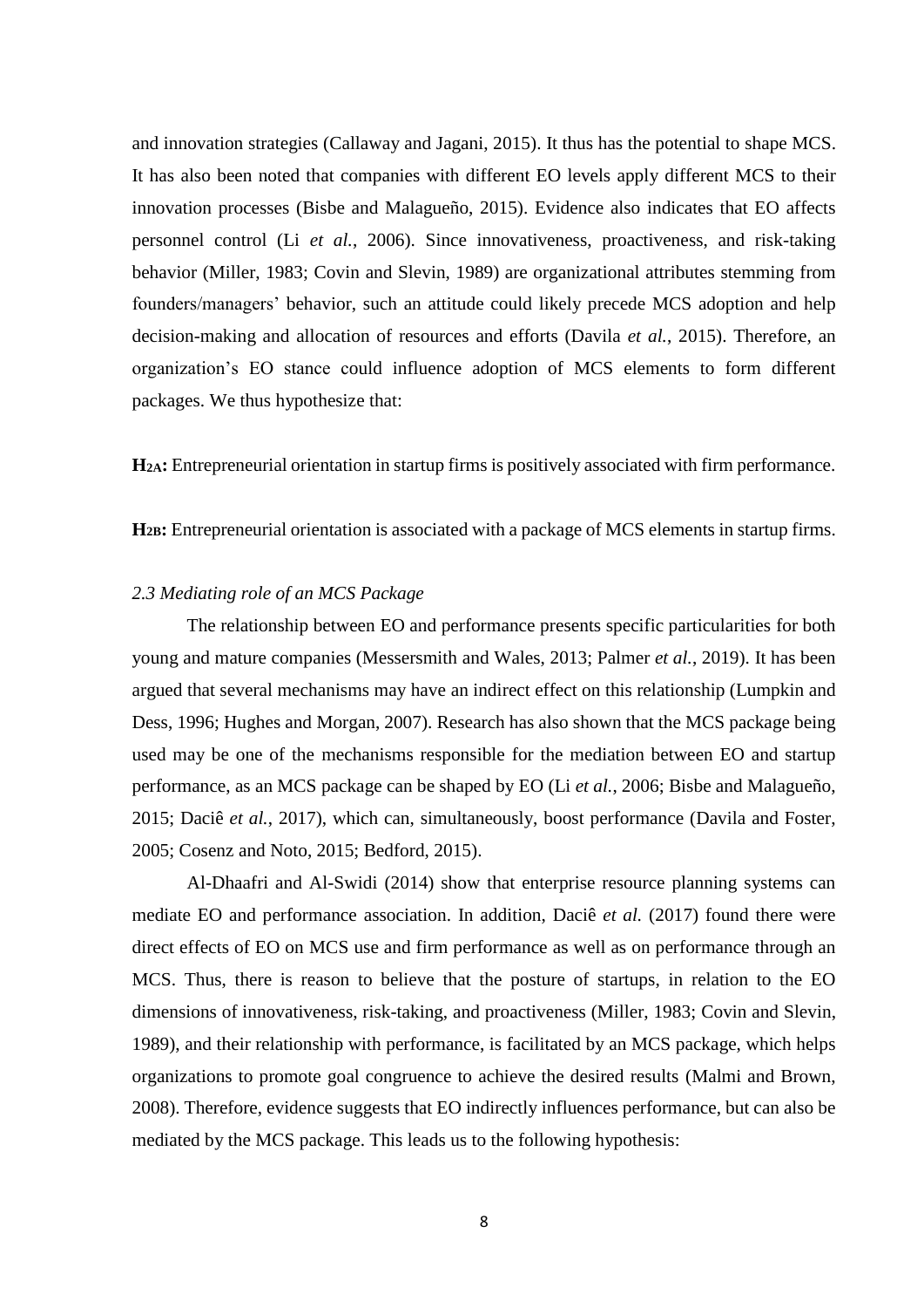and innovation strategies (Callaway and Jagani, 2015). It thus has the potential to shape MCS. It has also been noted that companies with different EO levels apply different MCS to their innovation processes (Bisbe and Malagueño, 2015). Evidence also indicates that EO affects personnel control (Li *et al.*, 2006). Since innovativeness, proactiveness, and risk-taking behavior (Miller, 1983; Covin and Slevin, 1989) are organizational attributes stemming from founders/managers' behavior, such an attitude could likely precede MCS adoption and help decision-making and allocation of resources and efforts (Davila *et al.*, 2015). Therefore, an organization's EO stance could influence adoption of MCS elements to form different packages. We thus hypothesize that:

**$H_{2A}$:** Entrepreneurial orientation in startup firms is positively associated with firm performance.

**$H_{2B}$:** Entrepreneurial orientation is associated with a package of MCS elements in startup firms.

### *2.3 Mediating role of an MCS Package*

The relationship between EO and performance presents specific particularities for both young and mature companies (Messersmith and Wales, 2013; Palmer *et al.*, 2019). It has been argued that several mechanisms may have an indirect effect on this relationship (Lumpkin and Dess, 1996; Hughes and Morgan, 2007). Research has also shown that the MCS package being used may be one of the mechanisms responsible for the mediation between EO and startup performance, as an MCS package can be shaped by EO (Li *et al.*, 2006; Bisbe and Malagueño, 2015; Daciê *et al.*, 2017), which can, simultaneously, boost performance (Davila and Foster, 2005; Cosenz and Noto, 2015; Bedford, 2015).

Al-Dhaafri and Al-Swidi (2014) show that enterprise resource planning systems can mediate EO and performance association. In addition, Daciê *et al.* (2017) found there were direct effects of EO on MCS use and firm performance as well as on performance through an MCS. Thus, there is reason to believe that the posture of startups, in relation to the EO dimensions of innovativeness, risk-taking, and proactiveness (Miller, 1983; Covin and Slevin, 1989), and their relationship with performance, is facilitated by an MCS package, which helps organizations to promote goal congruence to achieve the desired results (Malmi and Brown, 2008). Therefore, evidence suggests that EO indirectly influences performance, but can also be mediated by the MCS package. This leads us to the following hypothesis: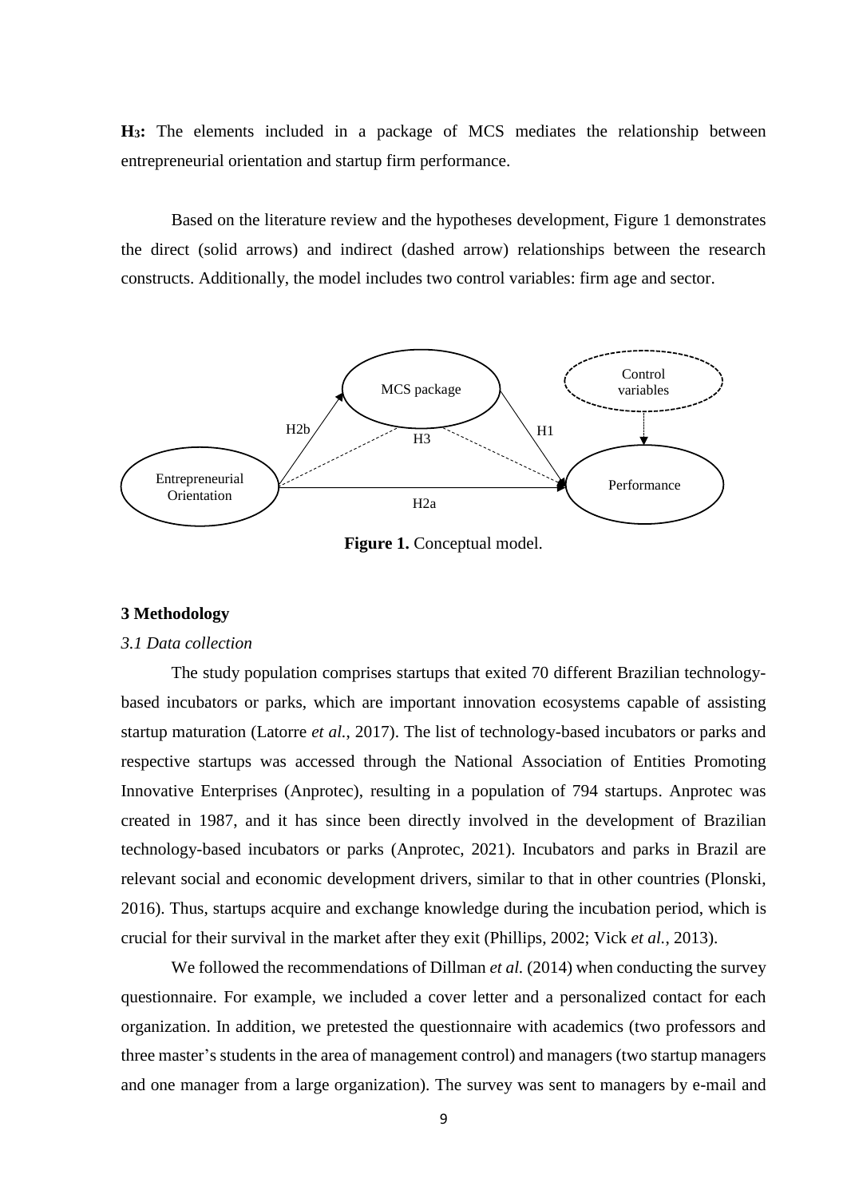**$H_3$:** The elements included in a package of MCS mediates the relationship between entrepreneurial orientation and startup firm performance.

Based on the literature review and the hypotheses development, Figure 1 demonstrates the direct (solid arrows) and indirect (dashed arrow) relationships between the research constructs. Additionally, the model includes two control variables: firm age and sector.

**Figure 1.** Conceptual model.

## 3 Methodology

### *3.1 Data collection*

The study population comprises startups that exited 70 different Brazilian technology-based incubators or parks, which are important innovation ecosystems capable of assisting startup maturation (Latorre *et al.*, 2017). The list of technology-based incubators or parks and respective startups was accessed through the National Association of Entities Promoting Innovative Enterprises (Anprotec), resulting in a population of 794 startups. Anprotec was created in 1987, and it has since been directly involved in the development of Brazilian technology-based incubators or parks (Anprotec, 2021). Incubators and parks in Brazil are relevant social and economic development drivers, similar to that in other countries (Plonski, 2016). Thus, startups acquire and exchange knowledge during the incubation period, which is crucial for their survival in the market after they exit (Phillips, 2002; Vick *et al.*, 2013).

We followed the recommendations of Dillman *et al.* (2014) when conducting the survey questionnaire. For example, we included a cover letter and a personalized contact for each organization. In addition, we pretested the questionnaire with academics (two professors and three master's students in the area of management control) and managers (two startup managers and one manager from a large organization). The survey was sent to managers by e-mail and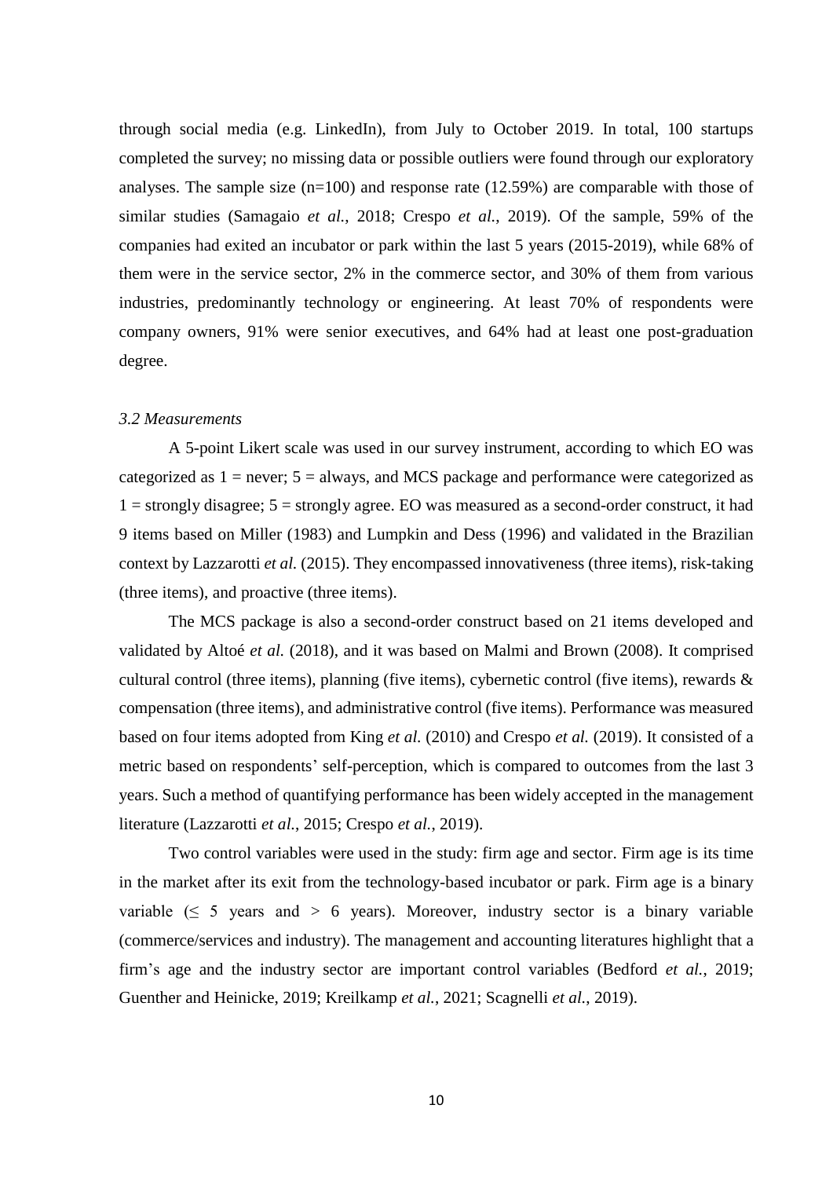through social media (e.g. LinkedIn), from July to October 2019. In total, 100 startups completed the survey; no missing data or possible outliers were found through our exploratory analyses. The sample size (n=100) and response rate (12.59%) are comparable with those of similar studies (Samagaio *et al.*, 2018; Crespo *et al.*, 2019). Of the sample, 59% of the companies had exited an incubator or park within the last 5 years (2015-2019), while 68% of them were in the service sector, 2% in the commerce sector, and 30% of them from various industries, predominantly technology or engineering. At least 70% of respondents were company owners, 91% were senior executives, and 64% had at least one post-graduation degree.

### *3.2 Measurements*

A 5-point Likert scale was used in our survey instrument, according to which EO was categorized as 1 = never; 5 = always, and MCS package and performance were categorized as 1 = strongly disagree; 5 = strongly agree. EO was measured as a second-order construct, it had 9 items based on Miller (1983) and Lumpkin and Dess (1996) and validated in the Brazilian context by Lazzarotti *et al.* (2015). They encompassed innovativeness (three items), risk-taking (three items), and proactive (three items).

The MCS package is also a second-order construct based on 21 items developed and validated by Altoé *et al.* (2018), and it was based on Malmi and Brown (2008). It comprised cultural control (three items), planning (five items), cybernetic control (five items), rewards & compensation (three items), and administrative control (five items). Performance was measured based on four items adopted from King *et al.* (2010) and Crespo *et al.* (2019). It consisted of a metric based on respondents' self-perception, which is compared to outcomes from the last 3 years. Such a method of quantifying performance has been widely accepted in the management literature (Lazzarotti *et al.*, 2015; Crespo *et al.*, 2019).

Two control variables were used in the study: firm age and sector. Firm age is its time in the market after its exit from the technology-based incubator or park. Firm age is a binary variable ($\leq$ 5 years and > 6 years). Moreover, industry sector is a binary variable (commerce/services and industry). The management and accounting literatures highlight that a firm's age and the industry sector are important control variables (Bedford *et al.*, 2019; Guenther and Heinicke, 2019; Kreilkamp *et al.*, 2021; Scagnelli *et al.*, 2019).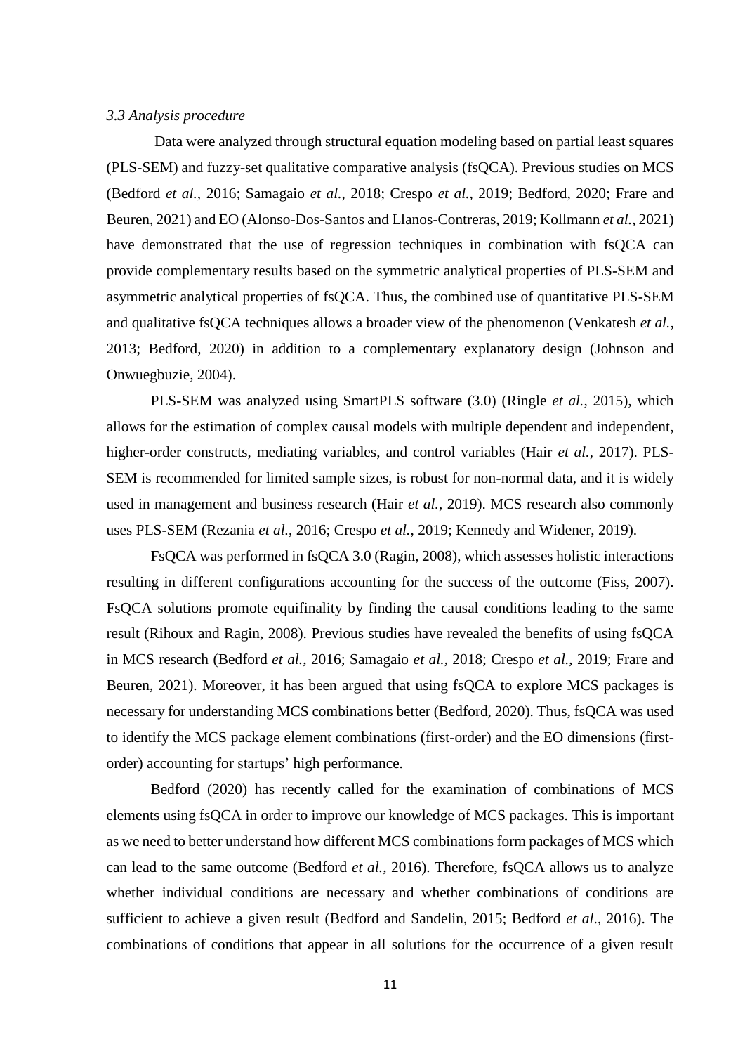### *3.3 Analysis procedure*

Data were analyzed through structural equation modeling based on partial least squares (PLS-SEM) and fuzzy-set qualitative comparative analysis (fsQCA). Previous studies on MCS (Bedford *et al.*, 2016; Samagaio *et al.*, 2018; Crespo *et al.*, 2019; Bedford, 2020; Frare and Beuren, 2021) and EO (Alonso-Dos-Santos and Llanos-Contreras, 2019; Kollmann *et al.*, 2021) have demonstrated that the use of regression techniques in combination with fsQCA can provide complementary results based on the symmetric analytical properties of PLS-SEM and asymmetric analytical properties of fsQCA. Thus, the combined use of quantitative PLS-SEM and qualitative fsQCA techniques allows a broader view of the phenomenon (Venkatesh *et al.*, 2013; Bedford, 2020) in addition to a complementary explanatory design (Johnson and Onwuegbuzie, 2004).

PLS-SEM was analyzed using SmartPLS software (3.0) (Ringle *et al.*, 2015), which allows for the estimation of complex causal models with multiple dependent and independent, higher-order constructs, mediating variables, and control variables (Hair *et al.*, 2017). PLS-SEM is recommended for limited sample sizes, is robust for non-normal data, and it is widely used in management and business research (Hair *et al.*, 2019). MCS research also commonly uses PLS-SEM (Rezania *et al.*, 2016; Crespo *et al.*, 2019; Kennedy and Widener, 2019).

FsQCA was performed in fsQCA 3.0 (Ragin, 2008), which assesses holistic interactions resulting in different configurations accounting for the success of the outcome (Fiss, 2007). FsQCA solutions promote equifinality by finding the causal conditions leading to the same result (Rihoux and Ragin, 2008). Previous studies have revealed the benefits of using fsQCA in MCS research (Bedford *et al.*, 2016; Samagaio *et al.*, 2018; Crespo *et al.*, 2019; Frare and Beuren, 2021). Moreover, it has been argued that using fsQCA to explore MCS packages is necessary for understanding MCS combinations better (Bedford, 2020). Thus, fsQCA was used to identify the MCS package element combinations (first-order) and the EO dimensions (first-order) accounting for startups' high performance.

Bedford (2020) has recently called for the examination of combinations of MCS elements using fsQCA in order to improve our knowledge of MCS packages. This is important as we need to better understand how different MCS combinations form packages of MCS which can lead to the same outcome (Bedford *et al.*, 2016). Therefore, fsQCA allows us to analyze whether individual conditions are necessary and whether combinations of conditions are sufficient to achieve a given result (Bedford and Sandelin, 2015; Bedford *et al*., 2016). The combinations of conditions that appear in all solutions for the occurrence of a given result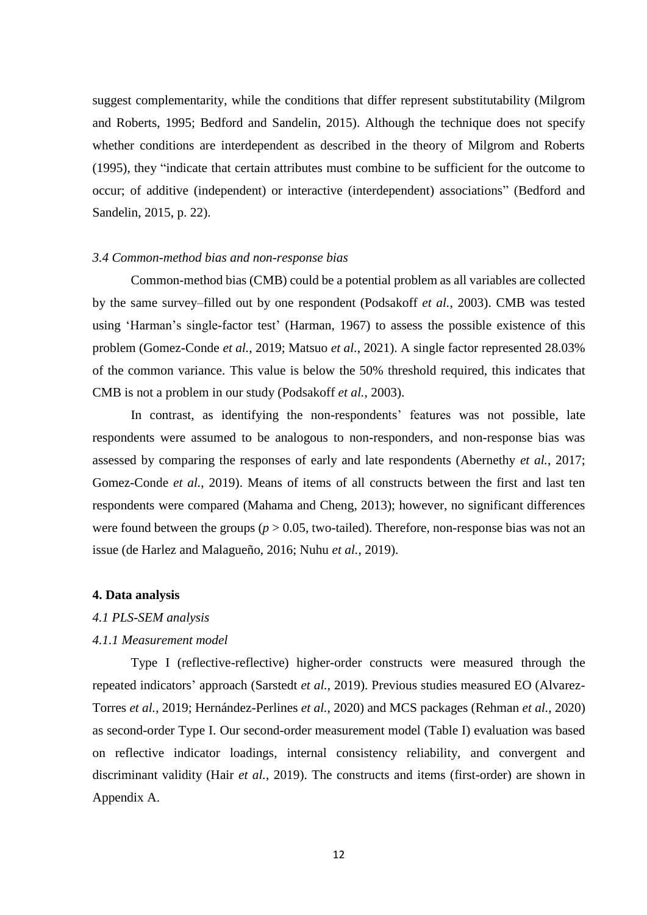suggest complementarity, while the conditions that differ represent substitutability (Milgrom and Roberts, 1995; Bedford and Sandelin, 2015). Although the technique does not specify whether conditions are interdependent as described in the theory of Milgrom and Roberts (1995), they "indicate that certain attributes must combine to be sufficient for the outcome to occur; of additive (independent) or interactive (interdependent) associations" (Bedford and Sandelin, 2015, p. 22).

### *3.4 Common-method bias and non-response bias*

Common-method bias (CMB) could be a potential problem as all variables are collected by the same survey–filled out by one respondent (Podsakoff *et al.*, 2003). CMB was tested using 'Harman's single-factor test' (Harman, 1967) to assess the possible existence of this problem (Gomez-Conde *et al.*, 2019; Matsuo *et al.*, 2021). A single factor represented 28.03% of the common variance. This value is below the 50% threshold required, this indicates that CMB is not a problem in our study (Podsakoff *et al.*, 2003).

In contrast, as identifying the non-respondents' features was not possible, late respondents were assumed to be analogous to non-responders, and non-response bias was assessed by comparing the responses of early and late respondents (Abernethy *et al.*, 2017; Gomez-Conde *et al.*, 2019). Means of items of all constructs between the first and last ten respondents were compared (Mahama and Cheng, 2013); however, no significant differences were found between the groups ($p > 0.05$, two-tailed). Therefore, non-response bias was not an issue (de Harlez and Malagueño, 2016; Nuhu *et al.*, 2019).

## **4. Data analysis**

### *4.1 PLS-SEM analysis*

#### *4.1.1 Measurement model*

Type I (reflective-reflective) higher-order constructs were measured through the repeated indicators' approach (Sarstedt *et al.*, 2019). Previous studies measured EO (Alvarez-Torres *et al.*, 2019; Hernández-Perlines *et al.*, 2020) and MCS packages (Rehman *et al.*, 2020) as second-order Type I. Our second-order measurement model (Table I) evaluation was based on reflective indicator loadings, internal consistency reliability, and convergent and discriminant validity (Hair *et al.*, 2019). The constructs and items (first-order) are shown in Appendix A.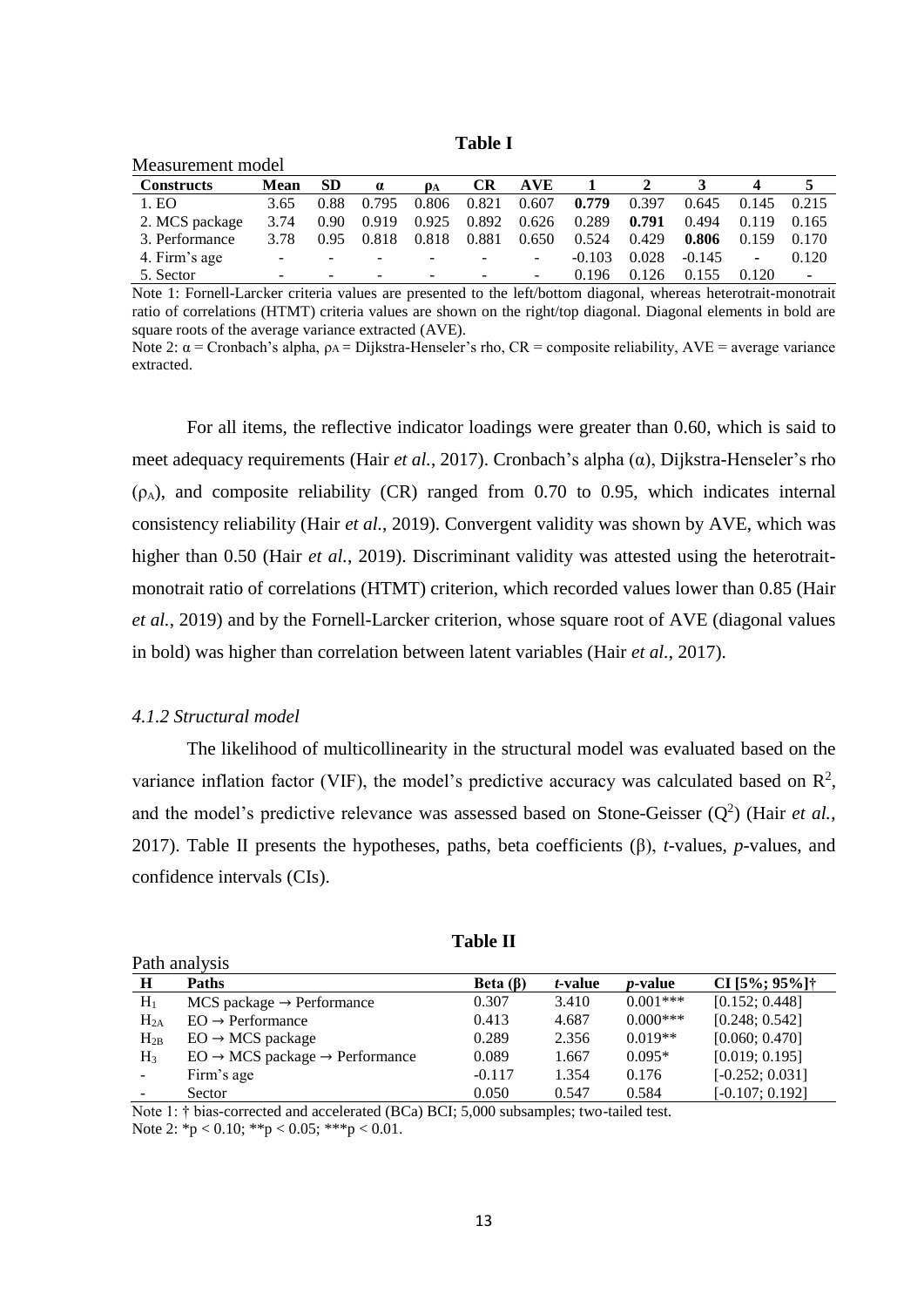**Table I**

Measurement model

| Constructs | Mean | SD | α | $\rho_A$ | CR | AVE | 1 | 2 | 3 | 4 | 5 |
|---|---|---|---|---|---|---|---|---|---|---|---|
| 1. EO | 3.65 | 0.88 | 0.795 | 0.806 | 0.821 | 0.607 | **0.779** | 0.397 | 0.645 | 0.145 | 0.215 |
| 2. MCS package | 3.74 | 0.90 | 0.919 | 0.925 | 0.892 | 0.626 | 0.289 | **0.791** | 0.494 | 0.119 | 0.165 |
| 3. Performance | 3.78 | 0.95 | 0.818 | 0.818 | 0.881 | 0.650 | 0.524 | 0.429 | **0.806** | 0.159 | 0.170 |
| 4. Firm's age | - | - | - | - | - | - | -0.103 | 0.028 | -0.145 | - | 0.120 |
| 5. Sector | - | - | - | - | - | - | 0.196 | 0.126 | 0.155 | 0.120 | - |

Note 1: Fornell-Larcker criteria values are presented to the left/bottom diagonal, whereas heterotrait-monotrait ratio of correlations (HTMT) criteria values are shown on the right/top diagonal. Diagonal elements in bold are square roots of the average variance extracted (AVE).

Note 2: α = Cronbach's alpha, $\rho_A$ = Dijkstra-Henseler's rho, CR = composite reliability, AVE = average variance extracted.

For all items, the reflective indicator loadings were greater than 0.60, which is said to meet adequacy requirements (Hair *et al.*, 2017). Cronbach's alpha (α), Dijkstra-Henseler's rho ($\rho_A$), and composite reliability (CR) ranged from 0.70 to 0.95, which indicates internal consistency reliability (Hair *et al.*, 2019). Convergent validity was shown by AVE, which was higher than 0.50 (Hair *et al.*, 2019). Discriminant validity was attested using the heterotrait-monotrait ratio of correlations (HTMT) criterion, which recorded values lower than 0.85 (Hair *et al.*, 2019) and by the Fornell-Larcker criterion, whose square root of AVE (diagonal values in bold) was higher than correlation between latent variables (Hair *et al.*, 2017).

#### *4.1.2 Structural model*

The likelihood of multicollinearity in the structural model was evaluated based on the variance inflation factor (VIF), the model's predictive accuracy was calculated based on $R^2$, and the model's predictive relevance was assessed based on Stone-Geisser ($Q^2$) (Hair *et al.*, 2017). Table II presents the hypotheses, paths, beta coefficients (β), *t*-values, *p*-values, and confidence intervals (CIs).

**Table II**

Path analysis

| H | Paths | Beta (β) | *t*-value | *p*-value | CI [5%; 95%]† |
|---|---|---|---|---|---|
| $H_1$ | MCS package → Performance | 0.307 | 3.410 | 0.001*** | [0.152; 0.448] |
| $H_{2A}$ | EO → Performance | 0.413 | 4.687 | 0.000*** | [0.248; 0.542] |
| $H_{2B}$ | EO → MCS package | 0.289 | 2.356 | 0.019** | [0.060; 0.470] |
| $H_3$ | EO → MCS package → Performance | 0.089 | 1.667 | 0.095* | [0.019; 0.195] |
| - | Firm's age | -0.117 | 1.354 | 0.176 | [-0.252; 0.031] |
| - | Sector | 0.050 | 0.547 | 0.584 | [-0.107; 0.192] |

Note 1: † bias-corrected and accelerated (BCa) BCI; 5,000 subsamples; two-tailed test.

Note 2: *$p < 0.10$; **$p < 0.05$; ***$p < 0.01$.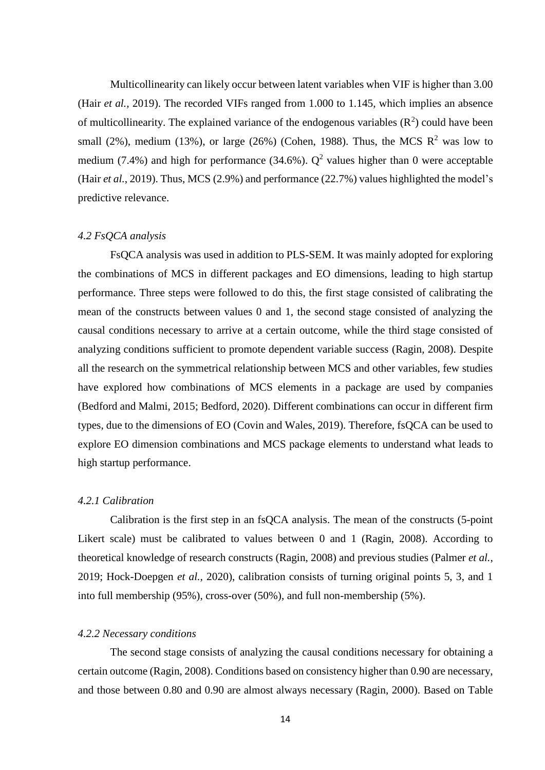Multicollinearity can likely occur between latent variables when VIF is higher than 3.00 (Hair *et al.*, 2019). The recorded VIFs ranged from 1.000 to 1.145, which implies an absence of multicollinearity. The explained variance of the endogenous variables ($R^2$) could have been small (2%), medium (13%), or large (26%) (Cohen, 1988). Thus, the MCS $R^2$ was low to medium (7.4%) and high for performance (34.6%). $Q^2$ values higher than 0 were acceptable (Hair *et al.*, 2019). Thus, MCS (2.9%) and performance (22.7%) values highlighted the model's predictive relevance.

### *4.2 FsQCA analysis*

FsQCA analysis was used in addition to PLS-SEM. It was mainly adopted for exploring the combinations of MCS in different packages and EO dimensions, leading to high startup performance. Three steps were followed to do this, the first stage consisted of calibrating the mean of the constructs between values 0 and 1, the second stage consisted of analyzing the causal conditions necessary to arrive at a certain outcome, while the third stage consisted of analyzing conditions sufficient to promote dependent variable success (Ragin, 2008). Despite all the research on the symmetrical relationship between MCS and other variables, few studies have explored how combinations of MCS elements in a package are used by companies (Bedford and Malmi, 2015; Bedford, 2020). Different combinations can occur in different firm types, due to the dimensions of EO (Covin and Wales, 2019). Therefore, fsQCA can be used to explore EO dimension combinations and MCS package elements to understand what leads to high startup performance.

#### *4.2.1 Calibration*

Calibration is the first step in an fsQCA analysis. The mean of the constructs (5-point Likert scale) must be calibrated to values between 0 and 1 (Ragin, 2008). According to theoretical knowledge of research constructs (Ragin, 2008) and previous studies (Palmer *et al.*, 2019; Hock-Doepgen *et al.*, 2020), calibration consists of turning original points 5, 3, and 1 into full membership (95%), cross-over (50%), and full non-membership (5%).

#### *4.2.2 Necessary conditions*

The second stage consists of analyzing the causal conditions necessary for obtaining a certain outcome (Ragin, 2008). Conditions based on consistency higher than 0.90 are necessary, and those between 0.80 and 0.90 are almost always necessary (Ragin, 2000). Based on Table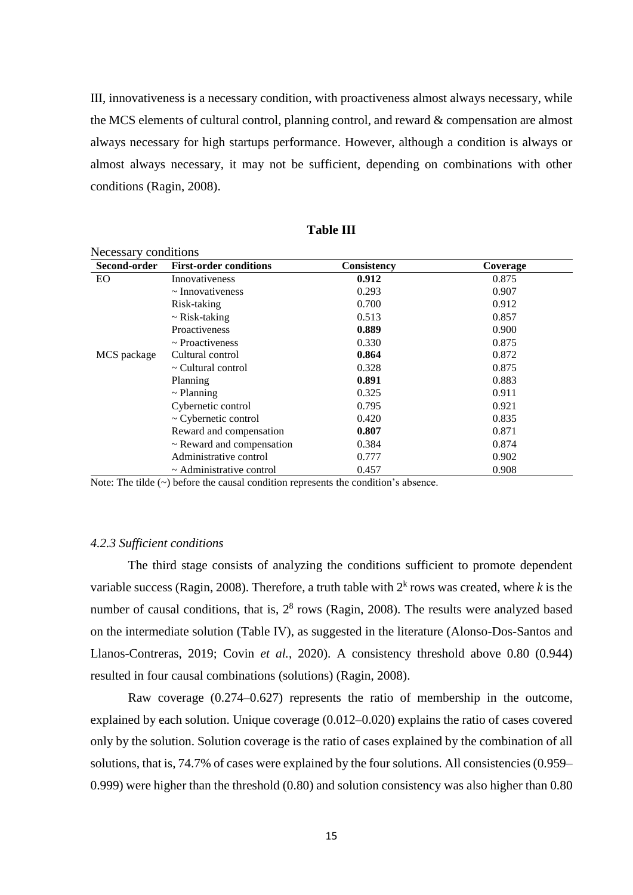III, innovativeness is a necessary condition, with proactiveness almost always necessary, while the MCS elements of cultural control, planning control, and reward & compensation are almost always necessary for high startups performance. However, although a condition is always or almost always necessary, it may not be sufficient, depending on combinations with other conditions (Ragin, 2008).

**Table III**

Necessary conditions

| Second-order | First-order conditions | Consistency | Coverage |
|---|---|---|---|
| EO | Innovativeness | **0.912** | 0.875 |
| | ~ Innovativeness | 0.293 | 0.907 |
| | Risk-taking | 0.700 | 0.912 |
| | ~ Risk-taking | 0.513 | 0.857 |
| | Proactiveness | **0.889** | 0.900 |
| | ~ Proactiveness | 0.330 | 0.875 |
| MCS package | Cultural control | **0.864** | 0.872 |
| | ~ Cultural control | 0.328 | 0.875 |
| | Planning | **0.891** | 0.883 |
| | ~ Planning | 0.325 | 0.911 |
| | Cybernetic control | 0.795 | 0.921 |
| | ~ Cybernetic control | 0.420 | 0.835 |
| | Reward and compensation | **0.807** | 0.871 |
| | ~ Reward and compensation | 0.384 | 0.874 |
| | Administrative control | 0.777 | 0.902 |
| | ~ Administrative control | 0.457 | 0.908 |

Note: The tilde (~) before the causal condition represents the condition's absence.

### *4.2.3 Sufficient conditions*

The third stage consists of analyzing the conditions sufficient to promote dependent variable success (Ragin, 2008). Therefore, a truth table with $2^k$ rows was created, where *k* is the number of causal conditions, that is, $2^8$ rows (Ragin, 2008). The results were analyzed based on the intermediate solution (Table IV), as suggested in the literature (Alonso-Dos-Santos and Llanos-Contreras, 2019; Covin *et al.*, 2020). A consistency threshold above 0.80 (0.944) resulted in four causal combinations (solutions) (Ragin, 2008).

Raw coverage (0.274–0.627) represents the ratio of membership in the outcome, explained by each solution. Unique coverage (0.012–0.020) explains the ratio of cases covered only by the solution. Solution coverage is the ratio of cases explained by the combination of all solutions, that is, 74.7% of cases were explained by the four solutions. All consistencies (0.959–0.999) were higher than the threshold (0.80) and solution consistency was also higher than 0.80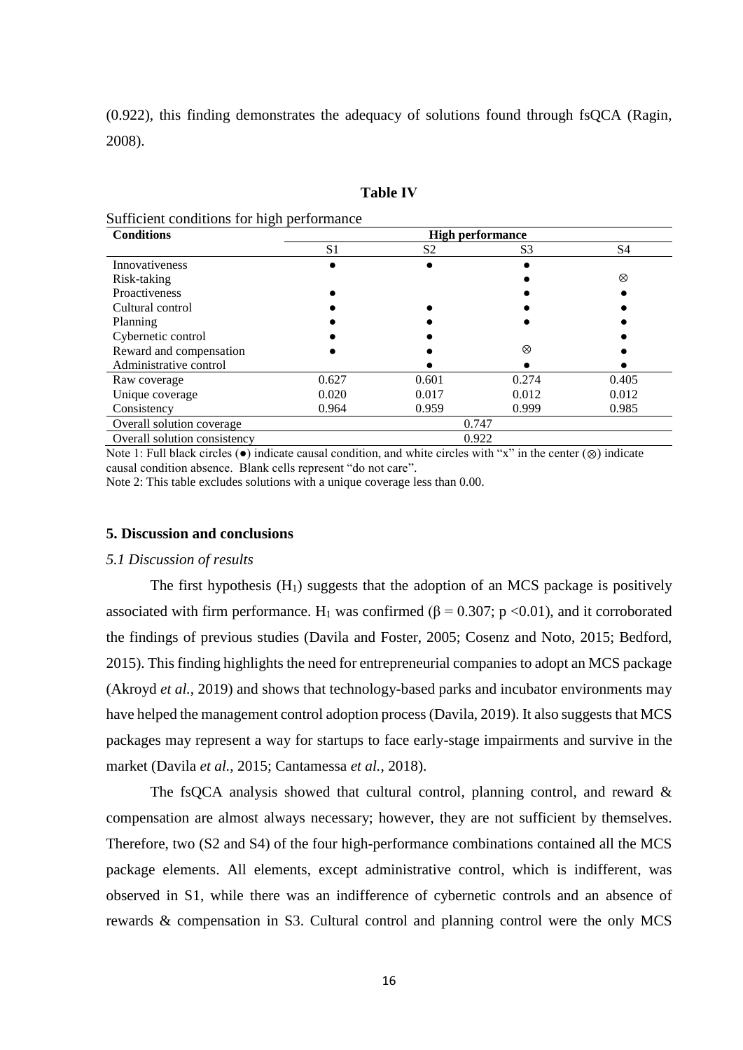(0.922), this finding demonstrates the adequacy of solutions found through fsQCA (Ragin, 2008).

**Table IV**

Sufficient conditions for high performance

| Conditions | High performance | | | |
|---|---|---|---|---|
| | S1 | S2 | S3 | S4 |
| Innovativeness | ● | ● | ● | |
| Risk-taking | | | ● | ⊗ |
| Proactiveness | ● | | ● | ● |
| Cultural control | ● | ● | ● | ● |
| Planning | ● | ● | ● | ● |
| Cybernetic control | ● | ● | | ● |
| Reward and compensation | ● | ● | ⊗ | ● |
| Administrative control | | ● | ● | ● |
| Raw coverage | 0.627 | 0.601 | 0.274 | 0.405 |
| Unique coverage | 0.020 | 0.017 | 0.012 | 0.012 |
| Consistency | 0.964 | 0.959 | 0.999 | 0.985 |
| Overall solution coverage | 0.747 | | | |
| Overall solution consistency | 0.922 | | | |

Note 1: Full black circles (●) indicate causal condition, and white circles with "x" in the center (⊗) indicate causal condition absence. Blank cells represent "do not care".

Note 2: This table excludes solutions with a unique coverage less than 0.00.

## 5. Discussion and conclusions

### *5.1 Discussion of results*

The first hypothesis ($H_1$) suggests that the adoption of an MCS package is positively associated with firm performance. $H_1$ was confirmed ($\beta = 0.307$; $p < 0.01$), and it corroborated the findings of previous studies (Davila and Foster, 2005; Cosenz and Noto, 2015; Bedford, 2015). This finding highlights the need for entrepreneurial companies to adopt an MCS package (Akroyd *et al.*, 2019) and shows that technology-based parks and incubator environments may have helped the management control adoption process (Davila, 2019). It also suggests that MCS packages may represent a way for startups to face early-stage impairments and survive in the market (Davila *et al.*, 2015; Cantamessa *et al.*, 2018).

The fsQCA analysis showed that cultural control, planning control, and reward & compensation are almost always necessary; however, they are not sufficient by themselves. Therefore, two (S2 and S4) of the four high-performance combinations contained all the MCS package elements. All elements, except administrative control, which is indifferent, was observed in S1, while there was an indifference of cybernetic controls and an absence of rewards & compensation in S3. Cultural control and planning control were the only MCS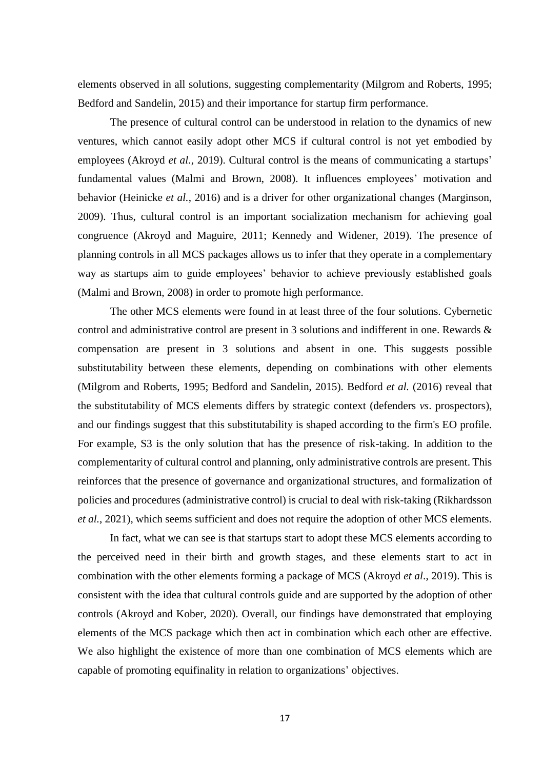elements observed in all solutions, suggesting complementarity (Milgrom and Roberts, 1995; Bedford and Sandelin, 2015) and their importance for startup firm performance.

The presence of cultural control can be understood in relation to the dynamics of new ventures, which cannot easily adopt other MCS if cultural control is not yet embodied by employees (Akroyd *et al.*, 2019). Cultural control is the means of communicating a startups' fundamental values (Malmi and Brown, 2008). It influences employees' motivation and behavior (Heinicke *et al.*, 2016) and is a driver for other organizational changes (Marginson, 2009). Thus, cultural control is an important socialization mechanism for achieving goal congruence (Akroyd and Maguire, 2011; Kennedy and Widener, 2019). The presence of planning controls in all MCS packages allows us to infer that they operate in a complementary way as startups aim to guide employees' behavior to achieve previously established goals (Malmi and Brown, 2008) in order to promote high performance.

The other MCS elements were found in at least three of the four solutions. Cybernetic control and administrative control are present in 3 solutions and indifferent in one. Rewards & compensation are present in 3 solutions and absent in one. This suggests possible substitutability between these elements, depending on combinations with other elements (Milgrom and Roberts, 1995; Bedford and Sandelin, 2015). Bedford *et al.* (2016) reveal that the substitutability of MCS elements differs by strategic context (defenders *vs*. prospectors), and our findings suggest that this substitutability is shaped according to the firm's EO profile. For example, S3 is the only solution that has the presence of risk-taking. In addition to the complementarity of cultural control and planning, only administrative controls are present. This reinforces that the presence of governance and organizational structures, and formalization of policies and procedures (administrative control) is crucial to deal with risk-taking (Rikhardsson *et al.*, 2021), which seems sufficient and does not require the adoption of other MCS elements.

In fact, what we can see is that startups start to adopt these MCS elements according to the perceived need in their birth and growth stages, and these elements start to act in combination with the other elements forming a package of MCS (Akroyd *et al*., 2019). This is consistent with the idea that cultural controls guide and are supported by the adoption of other controls (Akroyd and Kober, 2020). Overall, our findings have demonstrated that employing elements of the MCS package which then act in combination which each other are effective. We also highlight the existence of more than one combination of MCS elements which are capable of promoting equifinality in relation to organizations' objectives.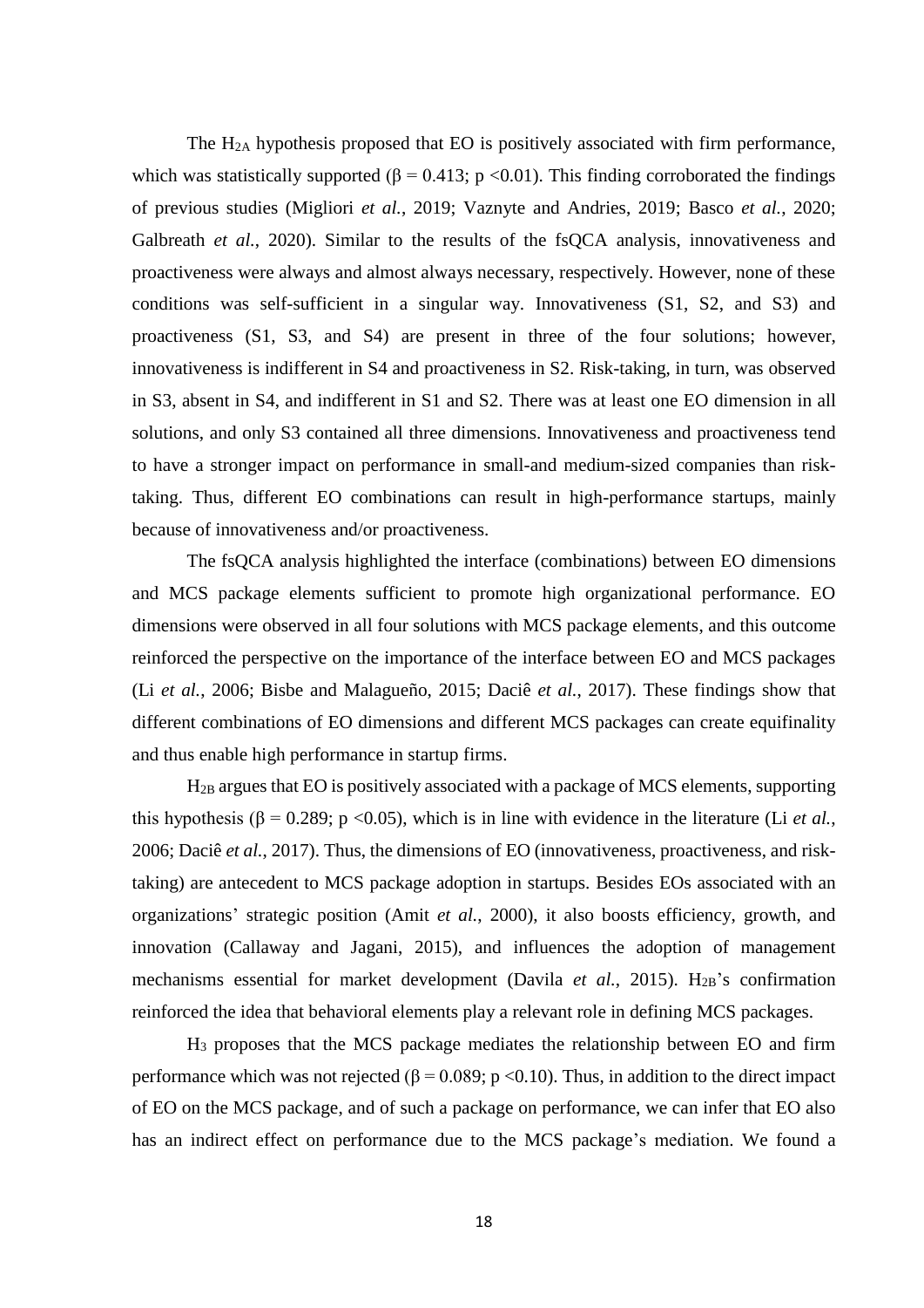The $H_{2A}$ hypothesis proposed that EO is positively associated with firm performance, which was statistically supported ($\beta = 0.413$; $p < 0.01$). This finding corroborated the findings of previous studies (Migliori *et al.*, 2019; Vaznyte and Andries, 2019; Basco *et al.*, 2020; Galbreath *et al.*, 2020). Similar to the results of the fsQCA analysis, innovativeness and proactiveness were always and almost always necessary, respectively. However, none of these conditions was self-sufficient in a singular way. Innovativeness (S1, S2, and S3) and proactiveness (S1, S3, and S4) are present in three of the four solutions; however, innovativeness is indifferent in S4 and proactiveness in S2. Risk-taking, in turn, was observed in S3, absent in S4, and indifferent in S1 and S2. There was at least one EO dimension in all solutions, and only S3 contained all three dimensions. Innovativeness and proactiveness tend to have a stronger impact on performance in small-and medium-sized companies than risk-taking. Thus, different EO combinations can result in high-performance startups, mainly because of innovativeness and/or proactiveness.

The fsQCA analysis highlighted the interface (combinations) between EO dimensions and MCS package elements sufficient to promote high organizational performance. EO dimensions were observed in all four solutions with MCS package elements, and this outcome reinforced the perspective on the importance of the interface between EO and MCS packages (Li *et al.*, 2006; Bisbe and Malagueño, 2015; Daciê *et al.*, 2017). These findings show that different combinations of EO dimensions and different MCS packages can create equifinality and thus enable high performance in startup firms.

$H_{2B}$ argues that EO is positively associated with a package of MCS elements, supporting this hypothesis ($\beta = 0.289$; $p < 0.05$), which is in line with evidence in the literature (Li *et al.*, 2006; Daciê *et al.*, 2017). Thus, the dimensions of EO (innovativeness, proactiveness, and risk-taking) are antecedent to MCS package adoption in startups. Besides EOs associated with an organizations' strategic position (Amit *et al.*, 2000), it also boosts efficiency, growth, and innovation (Callaway and Jagani, 2015), and influences the adoption of management mechanisms essential for market development (Davila *et al.*, 2015). $H_{2B}$'s confirmation reinforced the idea that behavioral elements play a relevant role in defining MCS packages.

$H_3$ proposes that the MCS package mediates the relationship between EO and firm performance which was not rejected ($\beta = 0.089$; $p < 0.10$). Thus, in addition to the direct impact of EO on the MCS package, and of such a package on performance, we can infer that EO also has an indirect effect on performance due to the MCS package's mediation. We found a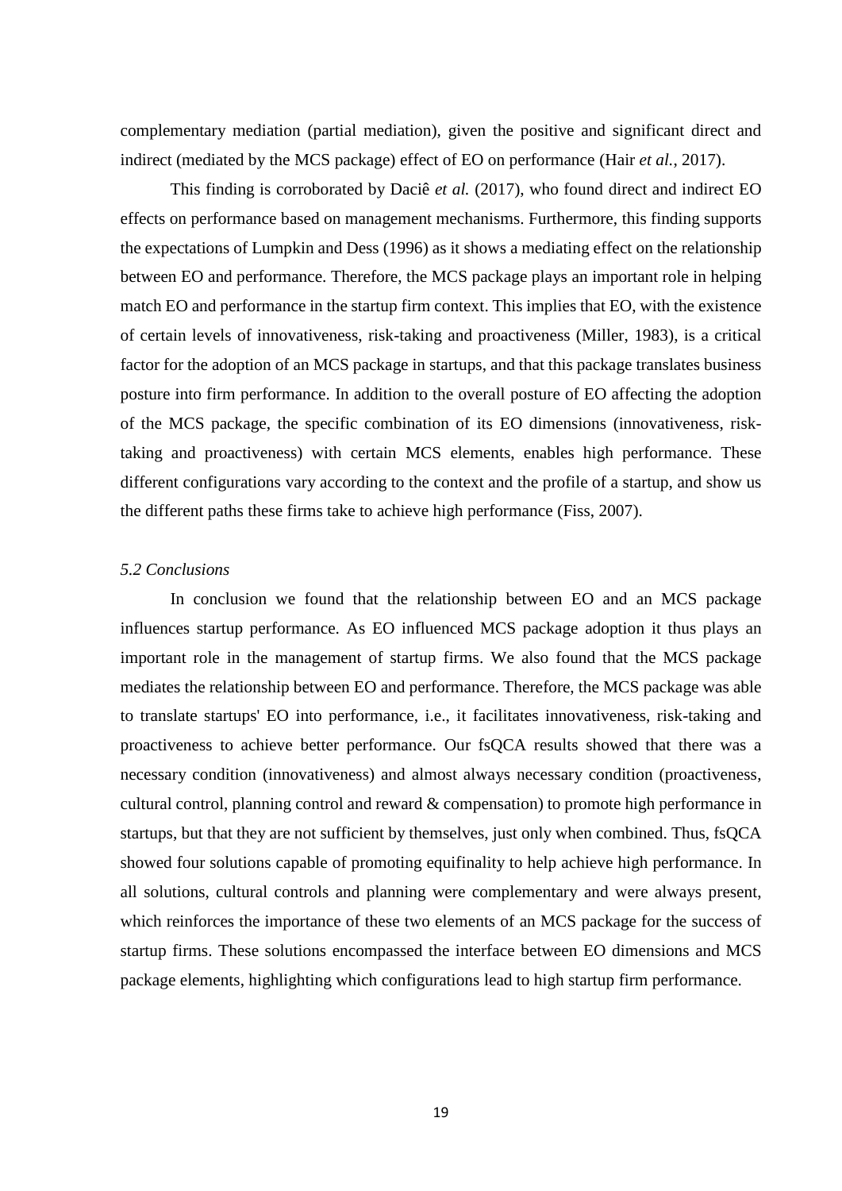complementary mediation (partial mediation), given the positive and significant direct and indirect (mediated by the MCS package) effect of EO on performance (Hair *et al.*, 2017).

This finding is corroborated by Daciê *et al.* (2017), who found direct and indirect EO effects on performance based on management mechanisms. Furthermore, this finding supports the expectations of Lumpkin and Dess (1996) as it shows a mediating effect on the relationship between EO and performance. Therefore, the MCS package plays an important role in helping match EO and performance in the startup firm context. This implies that EO, with the existence of certain levels of innovativeness, risk-taking and proactiveness (Miller, 1983), is a critical factor for the adoption of an MCS package in startups, and that this package translates business posture into firm performance. In addition to the overall posture of EO affecting the adoption of the MCS package, the specific combination of its EO dimensions (innovativeness, risk-taking and proactiveness) with certain MCS elements, enables high performance. These different configurations vary according to the context and the profile of a startup, and show us the different paths these firms take to achieve high performance (Fiss, 2007).

### *5.2 Conclusions*

In conclusion we found that the relationship between EO and an MCS package influences startup performance. As EO influenced MCS package adoption it thus plays an important role in the management of startup firms. We also found that the MCS package mediates the relationship between EO and performance. Therefore, the MCS package was able to translate startups' EO into performance, i.e., it facilitates innovativeness, risk-taking and proactiveness to achieve better performance. Our fsQCA results showed that there was a necessary condition (innovativeness) and almost always necessary condition (proactiveness, cultural control, planning control and reward & compensation) to promote high performance in startups, but that they are not sufficient by themselves, just only when combined. Thus, fsQCA showed four solutions capable of promoting equifinality to help achieve high performance. In all solutions, cultural controls and planning were complementary and were always present, which reinforces the importance of these two elements of an MCS package for the success of startup firms. These solutions encompassed the interface between EO dimensions and MCS package elements, highlighting which configurations lead to high startup firm performance.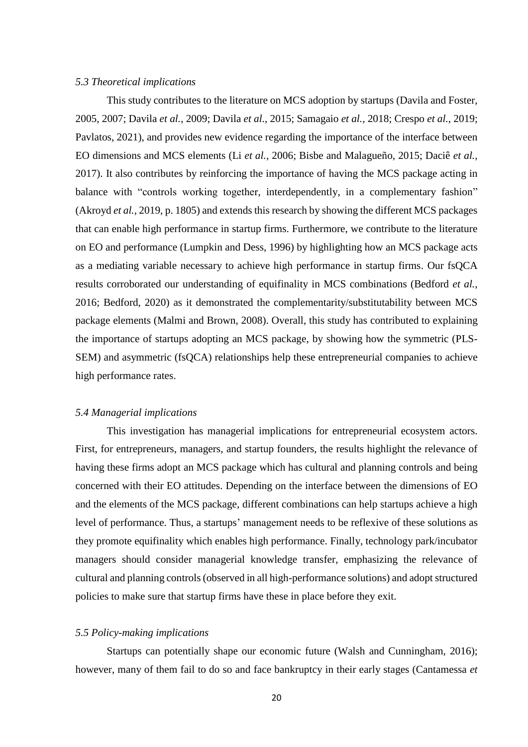### *5.3 Theoretical implications*

This study contributes to the literature on MCS adoption by startups (Davila and Foster, 2005, 2007; Davila *et al.*, 2009; Davila *et al.*, 2015; Samagaio *et al.*, 2018; Crespo *et al.*, 2019; Pavlatos, 2021), and provides new evidence regarding the importance of the interface between EO dimensions and MCS elements (Li *et al.*, 2006; Bisbe and Malagueño, 2015; Daciê *et al.*, 2017). It also contributes by reinforcing the importance of having the MCS package acting in balance with "controls working together, interdependently, in a complementary fashion" (Akroyd *et al.*, 2019, p. 1805) and extends this research by showing the different MCS packages that can enable high performance in startup firms. Furthermore, we contribute to the literature on EO and performance (Lumpkin and Dess, 1996) by highlighting how an MCS package acts as a mediating variable necessary to achieve high performance in startup firms. Our fsQCA results corroborated our understanding of equifinality in MCS combinations (Bedford *et al.*, 2016; Bedford, 2020) as it demonstrated the complementarity/substitutability between MCS package elements (Malmi and Brown, 2008). Overall, this study has contributed to explaining the importance of startups adopting an MCS package, by showing how the symmetric (PLS-SEM) and asymmetric (fsQCA) relationships help these entrepreneurial companies to achieve high performance rates.

### *5.4 Managerial implications*

This investigation has managerial implications for entrepreneurial ecosystem actors. First, for entrepreneurs, managers, and startup founders, the results highlight the relevance of having these firms adopt an MCS package which has cultural and planning controls and being concerned with their EO attitudes. Depending on the interface between the dimensions of EO and the elements of the MCS package, different combinations can help startups achieve a high level of performance. Thus, a startups' management needs to be reflexive of these solutions as they promote equifinality which enables high performance. Finally, technology park/incubator managers should consider managerial knowledge transfer, emphasizing the relevance of cultural and planning controls (observed in all high-performance solutions) and adopt structured policies to make sure that startup firms have these in place before they exit.

### *5.5 Policy-making implications*

Startups can potentially shape our economic future (Walsh and Cunningham, 2016); however, many of them fail to do so and face bankruptcy in their early stages (Cantamessa *et*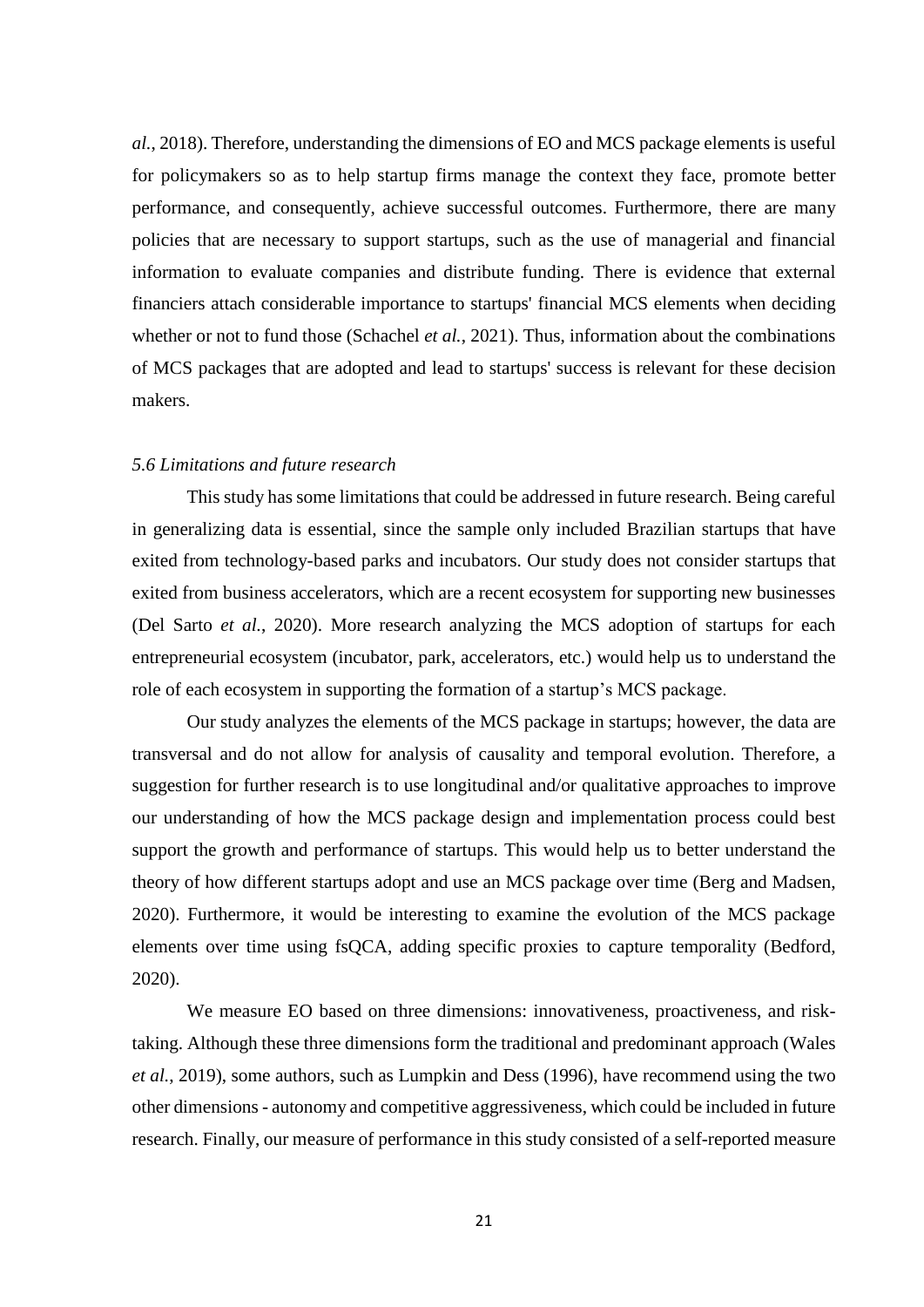*al.*, 2018). Therefore, understanding the dimensions of EO and MCS package elements is useful for policymakers so as to help startup firms manage the context they face, promote better performance, and consequently, achieve successful outcomes. Furthermore, there are many policies that are necessary to support startups, such as the use of managerial and financial information to evaluate companies and distribute funding. There is evidence that external financiers attach considerable importance to startups' financial MCS elements when deciding whether or not to fund those (Schachel *et al.*, 2021). Thus, information about the combinations of MCS packages that are adopted and lead to startups' success is relevant for these decision makers.

### *5.6 Limitations and future research*

This study has some limitations that could be addressed in future research. Being careful in generalizing data is essential, since the sample only included Brazilian startups that have exited from technology-based parks and incubators. Our study does not consider startups that exited from business accelerators, which are a recent ecosystem for supporting new businesses (Del Sarto *et al.*, 2020). More research analyzing the MCS adoption of startups for each entrepreneurial ecosystem (incubator, park, accelerators, etc.) would help us to understand the role of each ecosystem in supporting the formation of a startup's MCS package.

Our study analyzes the elements of the MCS package in startups; however, the data are transversal and do not allow for analysis of causality and temporal evolution. Therefore, a suggestion for further research is to use longitudinal and/or qualitative approaches to improve our understanding of how the MCS package design and implementation process could best support the growth and performance of startups. This would help us to better understand the theory of how different startups adopt and use an MCS package over time (Berg and Madsen, 2020). Furthermore, it would be interesting to examine the evolution of the MCS package elements over time using fsQCA, adding specific proxies to capture temporality (Bedford, 2020).

We measure EO based on three dimensions: innovativeness, proactiveness, and risk-taking. Although these three dimensions form the traditional and predominant approach (Wales *et al.*, 2019), some authors, such as Lumpkin and Dess (1996), have recommend using the two other dimensions - autonomy and competitive aggressiveness, which could be included in future research. Finally, our measure of performance in this study consisted of a self-reported measure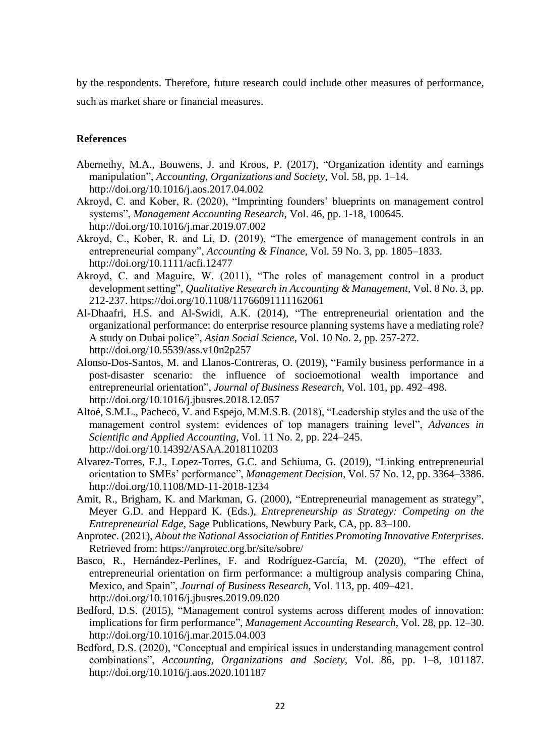by the respondents. Therefore, future research could include other measures of performance, such as market share or financial measures.

## References

Abernethy, M.A., Bouwens, J. and Kroos, P. (2017), "Organization identity and earnings manipulation", *Accounting, Organizations and Society*, Vol. 58, pp. 1–14. http://doi.org/10.1016/j.aos.2017.04.002

Akroyd, C. and Kober, R. (2020), "Imprinting founders' blueprints on management control systems", *Management Accounting Research*, Vol. 46, pp. 1-18, 100645. http://doi.org/10.1016/j.mar.2019.07.002

Akroyd, C., Kober, R. and Li, D. (2019), "The emergence of management controls in an entrepreneurial company", *Accounting & Finance*, Vol. 59 No. 3, pp. 1805–1833. http://doi.org/10.1111/acfi.12477

Akroyd, C. and Maguire, W. (2011), "The roles of management control in a product development setting", *Qualitative Research in Accounting & Management*, Vol. 8 No. 3, pp. 212-237. https://doi.org/10.1108/11766091111162061

Al-Dhaafri, H.S. and Al-Swidi, A.K. (2014), "The entrepreneurial orientation and the organizational performance: do enterprise resource planning systems have a mediating role? A study on Dubai police", *Asian Social Science*, Vol. 10 No. 2, pp. 257-272. http://doi.org/10.5539/ass.v10n2p257

Alonso-Dos-Santos, M. and Llanos-Contreras, O. (2019), "Family business performance in a post-disaster scenario: the influence of socioemotional wealth importance and entrepreneurial orientation", *Journal of Business Research*, Vol. 101, pp. 492–498. http://doi.org/10.1016/j.jbusres.2018.12.057

Altoé, S.M.L., Pacheco, V. and Espejo, M.M.S.B. (2018), "Leadership styles and the use of the management control system: evidences of top managers training level", *Advances in Scientific and Applied Accounting*, Vol. 11 No. 2, pp. 224–245. http://doi.org/10.14392/ASAA.2018110203

Alvarez-Torres, F.J., Lopez-Torres, G.C. and Schiuma, G. (2019), "Linking entrepreneurial orientation to SMEs' performance", *Management Decision*, Vol. 57 No. 12, pp. 3364–3386. http://doi.org/10.1108/MD-11-2018-1234

Amit, R., Brigham, K. and Markman, G. (2000), "Entrepreneurial management as strategy", Meyer G.D. and Heppard K. (Eds.), *Entrepreneurship as Strategy: Competing on the Entrepreneurial Edge*, Sage Publications, Newbury Park, CA, pp. 83–100.

Anprotec. (2021), *About the National Association of Entities Promoting Innovative Enterprises*. Retrieved from: https://anprotec.org.br/site/sobre/

Basco, R., Hernández-Perlines, F. and Rodríguez-García, M. (2020), "The effect of entrepreneurial orientation on firm performance: a multigroup analysis comparing China, Mexico, and Spain", *Journal of Business Research*, Vol. 113, pp. 409–421. http://doi.org/10.1016/j.jbusres.2019.09.020

Bedford, D.S. (2015), "Management control systems across different modes of innovation: implications for firm performance", *Management Accounting Research*, Vol. 28, pp. 12–30. http://doi.org/10.1016/j.mar.2015.04.003

Bedford, D.S. (2020), "Conceptual and empirical issues in understanding management control combinations", *Accounting, Organizations and Society*, Vol. 86, pp. 1–8, 101187. http://doi.org/10.1016/j.aos.2020.101187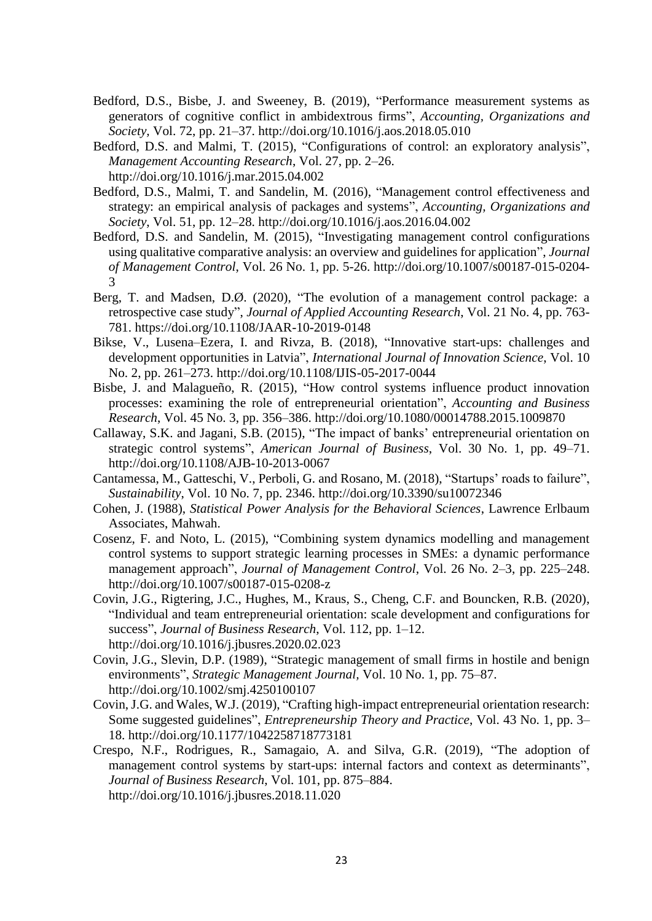Bedford, D.S., Bisbe, J. and Sweeney, B. (2019), "Performance measurement systems as generators of cognitive conflict in ambidextrous firms", *Accounting, Organizations and Society*, Vol. 72, pp. 21–37. http://doi.org/10.1016/j.aos.2018.05.010

Bedford, D.S. and Malmi, T. (2015), "Configurations of control: an exploratory analysis", *Management Accounting Research*, Vol. 27, pp. 2–26. http://doi.org/10.1016/j.mar.2015.04.002

Bedford, D.S., Malmi, T. and Sandelin, M. (2016), "Management control effectiveness and strategy: an empirical analysis of packages and systems", *Accounting, Organizations and Society*, Vol. 51, pp. 12–28. http://doi.org/10.1016/j.aos.2016.04.002

Bedford, D.S. and Sandelin, M. (2015), "Investigating management control configurations using qualitative comparative analysis: an overview and guidelines for application", *Journal of Management Control*, Vol. 26 No. 1, pp. 5-26. http://doi.org/10.1007/s00187-015-0204-3

Berg, T. and Madsen, D.Ø. (2020), "The evolution of a management control package: a retrospective case study", *Journal of Applied Accounting Research*, Vol. 21 No. 4, pp. 763-781. https://doi.org/10.1108/JAAR-10-2019-0148

Bikse, V., Lusena–Ezera, I. and Rivza, B. (2018), "Innovative start-ups: challenges and development opportunities in Latvia", *International Journal of Innovation Science*, Vol. 10 No. 2, pp. 261–273. http://doi.org/10.1108/IJIS-05-2017-0044

Bisbe, J. and Malagueño, R. (2015), "How control systems influence product innovation processes: examining the role of entrepreneurial orientation", *Accounting and Business Research*, Vol. 45 No. 3, pp. 356–386. http://doi.org/10.1080/00014788.2015.1009870

Callaway, S.K. and Jagani, S.B. (2015), "The impact of banks' entrepreneurial orientation on strategic control systems", *American Journal of Business*, Vol. 30 No. 1, pp. 49–71. http://doi.org/10.1108/AJB-10-2013-0067

Cantamessa, M., Gatteschi, V., Perboli, G. and Rosano, M. (2018), "Startups' roads to failure", *Sustainability*, Vol. 10 No. 7, pp. 2346. http://doi.org/10.3390/su10072346

Cohen, J. (1988), *Statistical Power Analysis for the Behavioral Sciences*, Lawrence Erlbaum Associates, Mahwah.

Cosenz, F. and Noto, L. (2015), "Combining system dynamics modelling and management control systems to support strategic learning processes in SMEs: a dynamic performance management approach", *Journal of Management Control*, Vol. 26 No. 2–3, pp. 225–248. http://doi.org/10.1007/s00187-015-0208-z

Covin, J.G., Rigtering, J.C., Hughes, M., Kraus, S., Cheng, C.F. and Bouncken, R.B. (2020), "Individual and team entrepreneurial orientation: scale development and configurations for success", *Journal of Business Research*, Vol. 112, pp. 1–12. http://doi.org/10.1016/j.jbusres.2020.02.023

Covin, J.G., Slevin, D.P. (1989), "Strategic management of small firms in hostile and benign environments", *Strategic Management Journal*, Vol. 10 No. 1, pp. 75–87. http://doi.org/10.1002/smj.4250100107

Covin, J.G. and Wales, W.J. (2019), "Crafting high-impact entrepreneurial orientation research: Some suggested guidelines", *Entrepreneurship Theory and Practice*, Vol. 43 No. 1, pp. 3–18. http://doi.org/10.1177/1042258718773181

Crespo, N.F., Rodrigues, R., Samagaio, A. and Silva, G.R. (2019), "The adoption of management control systems by start-ups: internal factors and context as determinants", *Journal of Business Research*, Vol. 101, pp. 875–884. http://doi.org/10.1016/j.jbusres.2018.11.020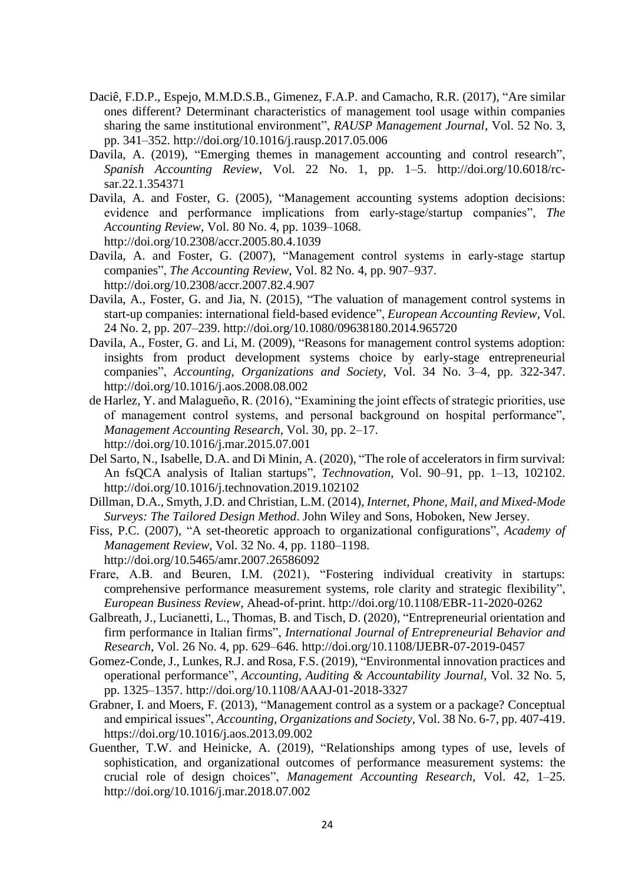Daciê, F.D.P., Espejo, M.M.D.S.B., Gimenez, F.A.P. and Camacho, R.R. (2017), "Are similar ones different? Determinant characteristics of management tool usage within companies sharing the same institutional environment", *RAUSP Management Journal*, Vol. 52 No. 3, pp. 341–352. http://doi.org/10.1016/j.rausp.2017.05.006

Davila, A. (2019), "Emerging themes in management accounting and control research", *Spanish Accounting Review*, Vol. 22 No. 1, pp. 1–5. http://doi.org/10.6018/rc-sar.22.1.354371

Davila, A. and Foster, G. (2005), "Management accounting systems adoption decisions: evidence and performance implications from early-stage/startup companies", *The Accounting Review*, Vol. 80 No. 4, pp. 1039–1068. http://doi.org/10.2308/accr.2005.80.4.1039

Davila, A. and Foster, G. (2007), "Management control systems in early-stage startup companies", *The Accounting Review*, Vol. 82 No. 4, pp. 907–937. http://doi.org/10.2308/accr.2007.82.4.907

Davila, A., Foster, G. and Jia, N. (2015), "The valuation of management control systems in start-up companies: international field-based evidence", *European Accounting Review*, Vol. 24 No. 2, pp. 207–239. http://doi.org/10.1080/09638180.2014.965720

Davila, A., Foster, G. and Li, M. (2009), "Reasons for management control systems adoption: insights from product development systems choice by early-stage entrepreneurial companies", *Accounting, Organizations and Society*, Vol. 34 No. 3–4, pp. 322-347. http://doi.org/10.1016/j.aos.2008.08.002

de Harlez, Y. and Malagueño, R. (2016), "Examining the joint effects of strategic priorities, use of management control systems, and personal background on hospital performance", *Management Accounting Research*, Vol. 30, pp. 2–17. http://doi.org/10.1016/j.mar.2015.07.001

Del Sarto, N., Isabelle, D.A. and Di Minin, A. (2020), "The role of accelerators in firm survival: An fsQCA analysis of Italian startups", *Technovation*, Vol. 90–91, pp. 1–13, 102102. http://doi.org/10.1016/j.technovation.2019.102102

Dillman, D.A., Smyth, J.D. and Christian, L.M. (2014), *Internet, Phone, Mail, and Mixed-Mode Surveys: The Tailored Design Method*. John Wiley and Sons, Hoboken, New Jersey.

Fiss, P.C. (2007), "A set-theoretic approach to organizational configurations", *Academy of Management Review*, Vol. 32 No. 4, pp. 1180–1198. http://doi.org/10.5465/amr.2007.26586092

Frare, A.B. and Beuren, I.M. (2021), "Fostering individual creativity in startups: comprehensive performance measurement systems, role clarity and strategic flexibility", *European Business Review*, Ahead-of-print. http://doi.org/10.1108/EBR-11-2020-0262

Galbreath, J., Lucianetti, L., Thomas, B. and Tisch, D. (2020), "Entrepreneurial orientation and firm performance in Italian firms", *International Journal of Entrepreneurial Behavior and Research*, Vol. 26 No. 4, pp. 629–646. http://doi.org/10.1108/IJEBR-07-2019-0457

Gomez-Conde, J., Lunkes, R.J. and Rosa, F.S. (2019), "Environmental innovation practices and operational performance", *Accounting, Auditing & Accountability Journal*, Vol. 32 No. 5, pp. 1325–1357. http://doi.org/10.1108/AAAJ-01-2018-3327

Grabner, I. and Moers, F. (2013), "Management control as a system or a package? Conceptual and empirical issues", *Accounting, Organizations and Society*, Vol. 38 No. 6-7, pp. 407-419. https://doi.org/10.1016/j.aos.2013.09.002

Guenther, T.W. and Heinicke, A. (2019), "Relationships among types of use, levels of sophistication, and organizational outcomes of performance measurement systems: the crucial role of design choices", *Management Accounting Research,* Vol. 42, 1–25. http://doi.org/10.1016/j.mar.2018.07.002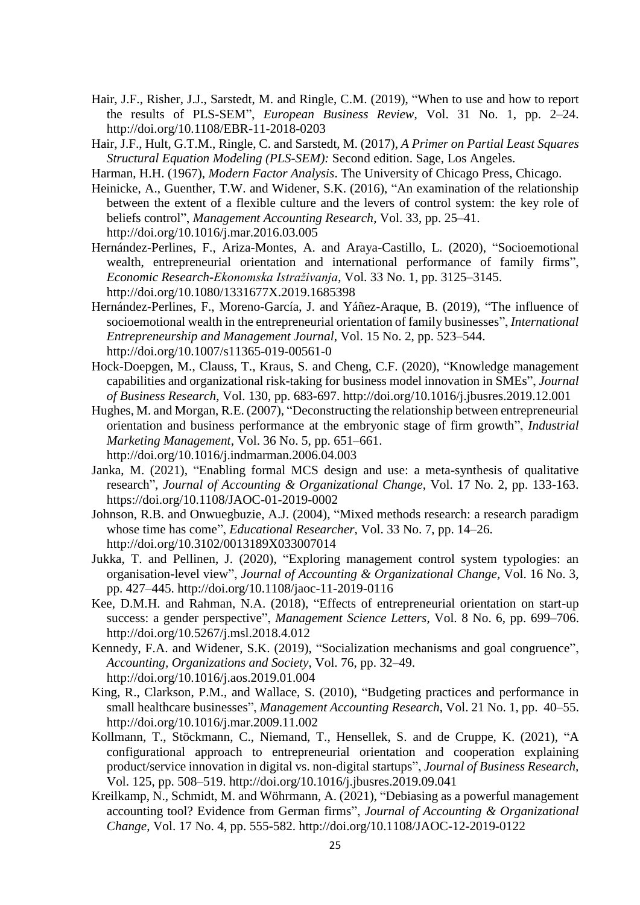Hair, J.F., Risher, J.J., Sarstedt, M. and Ringle, C.M. (2019), "When to use and how to report the results of PLS-SEM", *European Business Review*, Vol. 31 No. 1, pp. 2–24. http://doi.org/10.1108/EBR-11-2018-0203

Hair, J.F., Hult, G.T.M., Ringle, C. and Sarstedt, M. (2017), *A Primer on Partial Least Squares Structural Equation Modeling (PLS-SEM):* Second edition. Sage, Los Angeles.

Harman, H.H. (1967), *Modern Factor Analysis*. The University of Chicago Press, Chicago.

Heinicke, A., Guenther, T.W. and Widener, S.K. (2016), "An examination of the relationship between the extent of a flexible culture and the levers of control system: the key role of beliefs control", *Management Accounting Research*, Vol. 33, pp. 25–41. http://doi.org/10.1016/j.mar.2016.03.005

Hernández-Perlines, F., Ariza-Montes, A. and Araya-Castillo, L. (2020), "Socioemotional wealth, entrepreneurial orientation and international performance of family firms", *Economic Research-Ekonomska Istraživanja*, Vol. 33 No. 1, pp. 3125–3145. http://doi.org/10.1080/1331677X.2019.1685398

Hernández-Perlines, F., Moreno-García, J. and Yáñez-Araque, B. (2019), "The influence of socioemotional wealth in the entrepreneurial orientation of family businesses", *International Entrepreneurship and Management Journal*, Vol. 15 No. 2, pp. 523–544. http://doi.org/10.1007/s11365-019-00561-0

Hock-Doepgen, M., Clauss, T., Kraus, S. and Cheng, C.F. (2020), "Knowledge management capabilities and organizational risk-taking for business model innovation in SMEs", *Journal of Business Research*, Vol. 130, pp. 683-697. http://doi.org/10.1016/j.jbusres.2019.12.001

Hughes, M. and Morgan, R.E. (2007), "Deconstructing the relationship between entrepreneurial orientation and business performance at the embryonic stage of firm growth", *Industrial Marketing Management*, Vol. 36 No. 5, pp. 651–661. http://doi.org/10.1016/j.indmarman.2006.04.003

Janka, M. (2021), "Enabling formal MCS design and use: a meta-synthesis of qualitative research", *Journal of Accounting & Organizational Change*, Vol. 17 No. 2, pp. 133-163. https://doi.org/10.1108/JAOC-01-2019-0002

Johnson, R.B. and Onwuegbuzie, A.J. (2004), "Mixed methods research: a research paradigm whose time has come", *Educational Researcher*, Vol. 33 No. 7, pp. 14–26. http://doi.org/10.3102/0013189X033007014

Jukka, T. and Pellinen, J. (2020), "Exploring management control system typologies: an organisation-level view", *Journal of Accounting & Organizational Change*, Vol. 16 No. 3, pp. 427–445. http://doi.org/10.1108/jaoc-11-2019-0116

Kee, D.M.H. and Rahman, N.A. (2018), "Effects of entrepreneurial orientation on start-up success: a gender perspective", *Management Science Letters*, Vol. 8 No. 6, pp. 699–706. http://doi.org/10.5267/j.msl.2018.4.012

Kennedy, F.A. and Widener, S.K. (2019), "Socialization mechanisms and goal congruence", *Accounting, Organizations and Society*, Vol. 76, pp. 32–49. http://doi.org/10.1016/j.aos.2019.01.004

King, R., Clarkson, P.M., and Wallace, S. (2010), "Budgeting practices and performance in small healthcare businesses", *Management Accounting Research*, Vol. 21 No. 1, pp. 40–55. http://doi.org/10.1016/j.mar.2009.11.002

Kollmann, T., Stöckmann, C., Niemand, T., Hensellek, S. and de Cruppe, K. (2021), "A configurational approach to entrepreneurial orientation and cooperation explaining product/service innovation in digital vs. non-digital startups", *Journal of Business Research*, Vol. 125, pp. 508–519. http://doi.org/10.1016/j.jbusres.2019.09.041

Kreilkamp, N., Schmidt, M. and Wöhrmann, A. (2021), "Debiasing as a powerful management accounting tool? Evidence from German firms", *Journal of Accounting & Organizational Change*, Vol. 17 No. 4, pp. 555-582. http://doi.org/10.1108/JAOC-12-2019-0122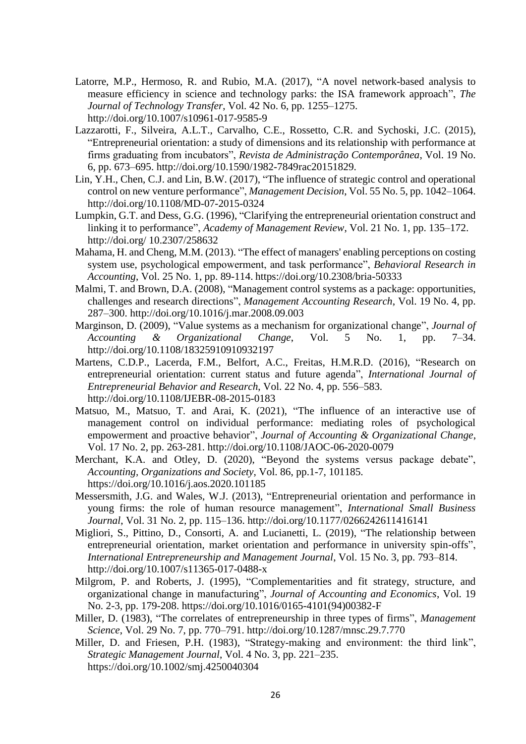Latorre, M.P., Hermoso, R. and Rubio, M.A. (2017), "A novel network-based analysis to measure efficiency in science and technology parks: the ISA framework approach", *The Journal of Technology Transfer*, Vol. 42 No. 6, pp. 1255–1275. http://doi.org/10.1007/s10961-017-9585-9

Lazzarotti, F., Silveira, A.L.T., Carvalho, C.E., Rossetto, C.R. and Sychoski, J.C. (2015), "Entrepreneurial orientation: a study of dimensions and its relationship with performance at firms graduating from incubators", *Revista de Administração Contemporânea*, Vol. 19 No. 6, pp. 673–695. http://doi.org/10.1590/1982-7849rac20151829.

Lin, Y.H., Chen, C.J. and Lin, B.W. (2017), "The influence of strategic control and operational control on new venture performance", *Management Decision*, Vol. 55 No. 5, pp. 1042–1064. http://doi.org/10.1108/MD-07-2015-0324

Lumpkin, G.T. and Dess, G.G. (1996), "Clarifying the entrepreneurial orientation construct and linking it to performance", *Academy of Management Review*, Vol. 21 No. 1, pp. 135–172. http://doi.org/ 10.2307/258632

Mahama, H. and Cheng, M.M. (2013). "The effect of managers' enabling perceptions on costing system use, psychological empowerment, and task performance", *Behavioral Research in Accounting*, Vol. 25 No. 1, pp. 89-114. https://doi.org/10.2308/bria-50333

Malmi, T. and Brown, D.A. (2008), "Management control systems as a package: opportunities, challenges and research directions", *Management Accounting Research*, Vol. 19 No. 4, pp. 287–300. http://doi.org/10.1016/j.mar.2008.09.003

Marginson, D. (2009), "Value systems as a mechanism for organizational change", *Journal of Accounting & Organizational Change*, Vol. 5 No. 1, pp. 7–34. http://doi.org/10.1108/18325910910932197

Martens, C.D.P., Lacerda, F.M., Belfort, A.C., Freitas, H.M.R.D. (2016), "Research on entrepreneurial orientation: current status and future agenda", *International Journal of Entrepreneurial Behavior and Research*, Vol. 22 No. 4, pp. 556–583. http://doi.org/10.1108/IJEBR-08-2015-0183

Matsuo, M., Matsuo, T. and Arai, K. (2021), "The influence of an interactive use of management control on individual performance: mediating roles of psychological empowerment and proactive behavior", *Journal of Accounting & Organizational Change*, Vol. 17 No. 2, pp. 263-281. http://doi.org/10.1108/JAOC-06-2020-0079

Merchant, K.A. and Otley, D. (2020), "Beyond the systems versus package debate", *Accounting, Organizations and Society*, Vol. 86, pp.1-7, 101185. https://doi.org/10.1016/j.aos.2020.101185

Messersmith, J.G. and Wales, W.J. (2013), "Entrepreneurial orientation and performance in young firms: the role of human resource management", *International Small Business Journal*, Vol. 31 No. 2, pp. 115–136. http://doi.org/10.1177/0266242611416141

Migliori, S., Pittino, D., Consorti, A. and Lucianetti, L. (2019), "The relationship between entrepreneurial orientation, market orientation and performance in university spin-offs", *International Entrepreneurship and Management Journal*, Vol. 15 No. 3, pp. 793–814. http://doi.org/10.1007/s11365-017-0488-x

Milgrom, P. and Roberts, J. (1995), "Complementarities and fit strategy, structure, and organizational change in manufacturing", *Journal of Accounting and Economics*, Vol. 19 No. 2-3, pp. 179-208. https://doi.org/10.1016/0165-4101(94)00382-F

Miller, D. (1983), "The correlates of entrepreneurship in three types of firms", *Management Science*, Vol. 29 No. 7, pp. 770–791. http://doi.org/10.1287/mnsc.29.7.770

Miller, D. and Friesen, P.H. (1983), "Strategy-making and environment: the third link", *Strategic Management Journal*, Vol. 4 No. 3, pp. 221–235. https://doi.org/10.1002/smj.4250040304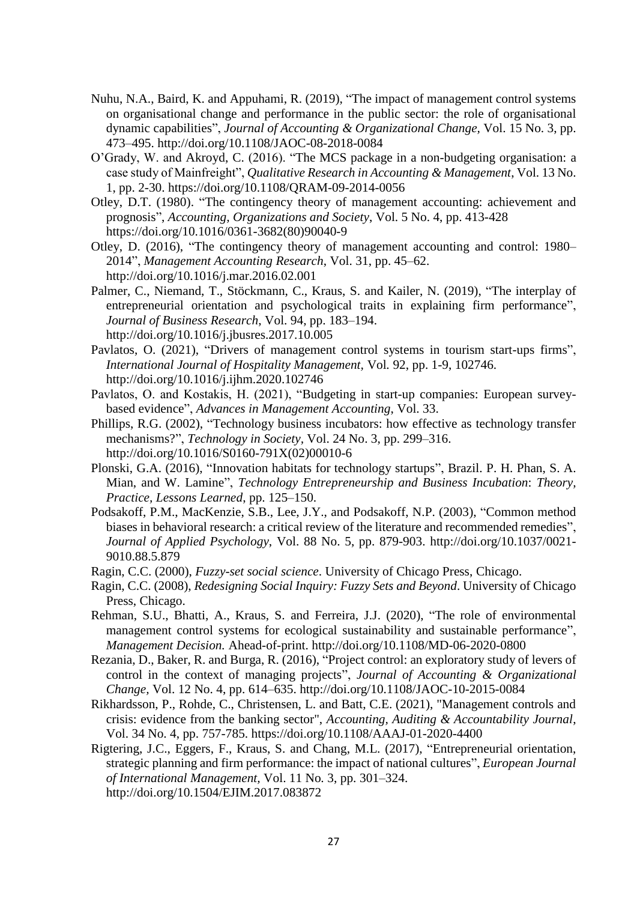Nuhu, N.A., Baird, K. and Appuhami, R. (2019), "The impact of management control systems on organisational change and performance in the public sector: the role of organisational dynamic capabilities", *Journal of Accounting & Organizational Change*, Vol. 15 No. 3, pp. 473–495. http://doi.org/10.1108/JAOC-08-2018-0084

O'Grady, W. and Akroyd, C. (2016). "The MCS package in a non-budgeting organisation: a case study of Mainfreight", *Qualitative Research in Accounting & Management*, Vol. 13 No. 1, pp. 2-30. https://doi.org/10.1108/QRAM-09-2014-0056

Otley, D.T. (1980). "The contingency theory of management accounting: achievement and prognosis", *Accounting, Organizations and Society*, Vol. 5 No. 4, pp. 413-428 https://doi.org/10.1016/0361-3682(80)90040-9

Otley, D. (2016), "The contingency theory of management accounting and control: 1980–2014", *Management Accounting Research*, Vol. 31, pp. 45–62. http://doi.org/10.1016/j.mar.2016.02.001

Palmer, C., Niemand, T., Stöckmann, C., Kraus, S. and Kailer, N. (2019), "The interplay of entrepreneurial orientation and psychological traits in explaining firm performance", *Journal of Business Research*, Vol. 94, pp. 183–194. http://doi.org/10.1016/j.jbusres.2017.10.005

Pavlatos, O. (2021), "Drivers of management control systems in tourism start-ups firms", *International Journal of Hospitality Management*, Vol. 92, pp. 1-9, 102746. http://doi.org/10.1016/j.ijhm.2020.102746

Pavlatos, O. and Kostakis, H. (2021), "Budgeting in start-up companies: European survey-based evidence", *Advances in Management Accounting*, Vol. 33.

Phillips, R.G. (2002), "Technology business incubators: how effective as technology transfer mechanisms?", *Technology in Society*, Vol. 24 No. 3, pp. 299–316. http://doi.org/10.1016/S0160-791X(02)00010-6

Plonski, G.A. (2016), "Innovation habitats for technology startups", Brazil. P. H. Phan, S. A. Mian, and W. Lamine", *Technology Entrepreneurship and Business Incubation*: *Theory, Practice, Lessons Learned*, pp. 125–150.

Podsakoff, P.M., MacKenzie, S.B., Lee, J.Y., and Podsakoff, N.P. (2003), "Common method biases in behavioral research: a critical review of the literature and recommended remedies", *Journal of Applied Psychology*, Vol. 88 No. 5, pp. 879-903. http://doi.org/10.1037/0021-9010.88.5.879

Ragin, C.C. (2000), *Fuzzy-set social science*. University of Chicago Press, Chicago.

Ragin, C.C. (2008), *Redesigning Social Inquiry: Fuzzy Sets and Beyond*. University of Chicago Press, Chicago.

Rehman, S.U., Bhatti, A., Kraus, S. and Ferreira, J.J. (2020), "The role of environmental management control systems for ecological sustainability and sustainable performance", *Management Decision.* Ahead-of-print. http://doi.org/10.1108/MD-06-2020-0800

Rezania, D., Baker, R. and Burga, R. (2016), "Project control: an exploratory study of levers of control in the context of managing projects", *Journal of Accounting & Organizational Change,* Vol. 12 No. 4, pp. 614–635. http://doi.org/10.1108/JAOC-10-2015-0084

Rikhardsson, P., Rohde, C., Christensen, L. and Batt, C.E. (2021), "Management controls and crisis: evidence from the banking sector", *Accounting, Auditing & Accountability Journal*, Vol. 34 No. 4, pp. 757-785. https://doi.org/10.1108/AAAJ-01-2020-4400

Rigtering, J.C., Eggers, F., Kraus, S. and Chang, M.L. (2017), "Entrepreneurial orientation, strategic planning and firm performance: the impact of national cultures", *European Journal of International Management*, Vol. 11 No. 3, pp. 301–324. http://doi.org/10.1504/EJIM.2017.083872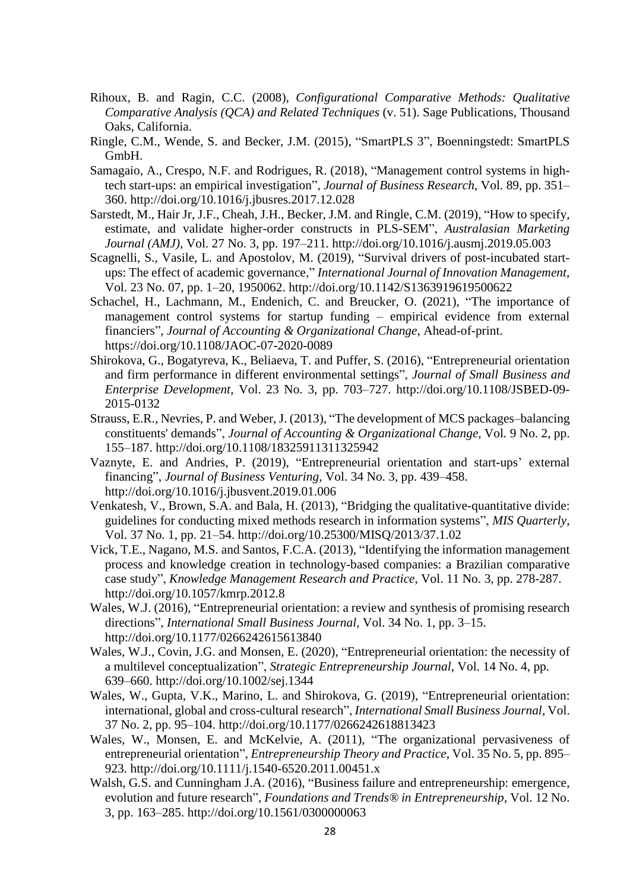Rihoux, B. and Ragin, C.C. (2008), *Configurational Comparative Methods: Qualitative Comparative Analysis (QCA) and Related Techniques* (v. 51). Sage Publications, Thousand Oaks, California.

Ringle, C.M., Wende, S. and Becker, J.M. (2015), "SmartPLS 3", Boenningstedt: SmartPLS GmbH.

Samagaio, A., Crespo, N.F. and Rodrigues, R. (2018), "Management control systems in high-tech start-ups: an empirical investigation", *Journal of Business Research*, Vol. 89, pp. 351–360. http://doi.org/10.1016/j.jbusres.2017.12.028

Sarstedt, M., Hair Jr, J.F., Cheah, J.H., Becker, J.M. and Ringle, C.M. (2019), "How to specify, estimate, and validate higher-order constructs in PLS-SEM", *Australasian Marketing Journal (AMJ)*, Vol. 27 No. 3, pp. 197–211. http://doi.org/10.1016/j.ausmj.2019.05.003

Scagnelli, S., Vasile, L. and Apostolov, M. (2019), "Survival drivers of post-incubated start-ups: The effect of academic governance," *International Journal of Innovation Management*, Vol. 23 No. 07, pp. 1–20, 1950062. http://doi.org/10.1142/S1363919619500622

Schachel, H., Lachmann, M., Endenich, C. and Breucker, O. (2021), "The importance of management control systems for startup funding – empirical evidence from external financiers", *Journal of Accounting & Organizational Change*, Ahead-of-print. https://doi.org/10.1108/JAOC-07-2020-0089

Shirokova, G., Bogatyreva, K., Beliaeva, T. and Puffer, S. (2016), "Entrepreneurial orientation and firm performance in different environmental settings", *Journal of Small Business and Enterprise Development*, Vol. 23 No. 3, pp. 703–727. http://doi.org/10.1108/JSBED-09-2015-0132

Strauss, E.R., Nevries, P. and Weber, J. (2013), "The development of MCS packages–balancing constituents' demands", *Journal of Accounting & Organizational Change*, Vol. 9 No. 2, pp. 155–187. http://doi.org/10.1108/18325911311325942

Vaznyte, E. and Andries, P. (2019), "Entrepreneurial orientation and start-ups' external financing", *Journal of Business Venturing*, Vol. 34 No. 3, pp. 439–458. http://doi.org/10.1016/j.jbusvent.2019.01.006

Venkatesh, V., Brown, S.A. and Bala, H. (2013), "Bridging the qualitative-quantitative divide: guidelines for conducting mixed methods research in information systems", *MIS Quarterly*, Vol. 37 No. 1, pp. 21–54. http://doi.org/10.25300/MISQ/2013/37.1.02

Vick, T.E., Nagano, M.S. and Santos, F.C.A. (2013), "Identifying the information management process and knowledge creation in technology-based companies: a Brazilian comparative case study", *Knowledge Management Research and Practice*, Vol. 11 No. 3, pp. 278-287. http://doi.org/10.1057/kmrp.2012.8

Wales, W.J. (2016), "Entrepreneurial orientation: a review and synthesis of promising research directions", *International Small Business Journal*, Vol. 34 No. 1, pp. 3–15. http://doi.org/10.1177/0266242615613840

Wales, W.J., Covin, J.G. and Monsen, E. (2020), "Entrepreneurial orientation: the necessity of a multilevel conceptualization", *Strategic Entrepreneurship Journal*, Vol. 14 No. 4, pp. 639–660. http://doi.org/10.1002/sej.1344

Wales, W., Gupta, V.K., Marino, L. and Shirokova, G. (2019), "Entrepreneurial orientation: international, global and cross-cultural research", *International Small Business Journal*, Vol. 37 No. 2, pp. 95–104. http://doi.org/10.1177/0266242618813423

Wales, W., Monsen, E. and McKelvie, A. (2011), "The organizational pervasiveness of entrepreneurial orientation", *Entrepreneurship Theory and Practice*, Vol. 35 No. 5, pp. 895–923. http://doi.org/10.1111/j.1540-6520.2011.00451.x

Walsh, G.S. and Cunningham J.A. (2016), "Business failure and entrepreneurship: emergence, evolution and future research", *Foundations and Trends® in Entrepreneurship*, Vol. 12 No. 3, pp. 163–285. http://doi.org/10.1561/0300000063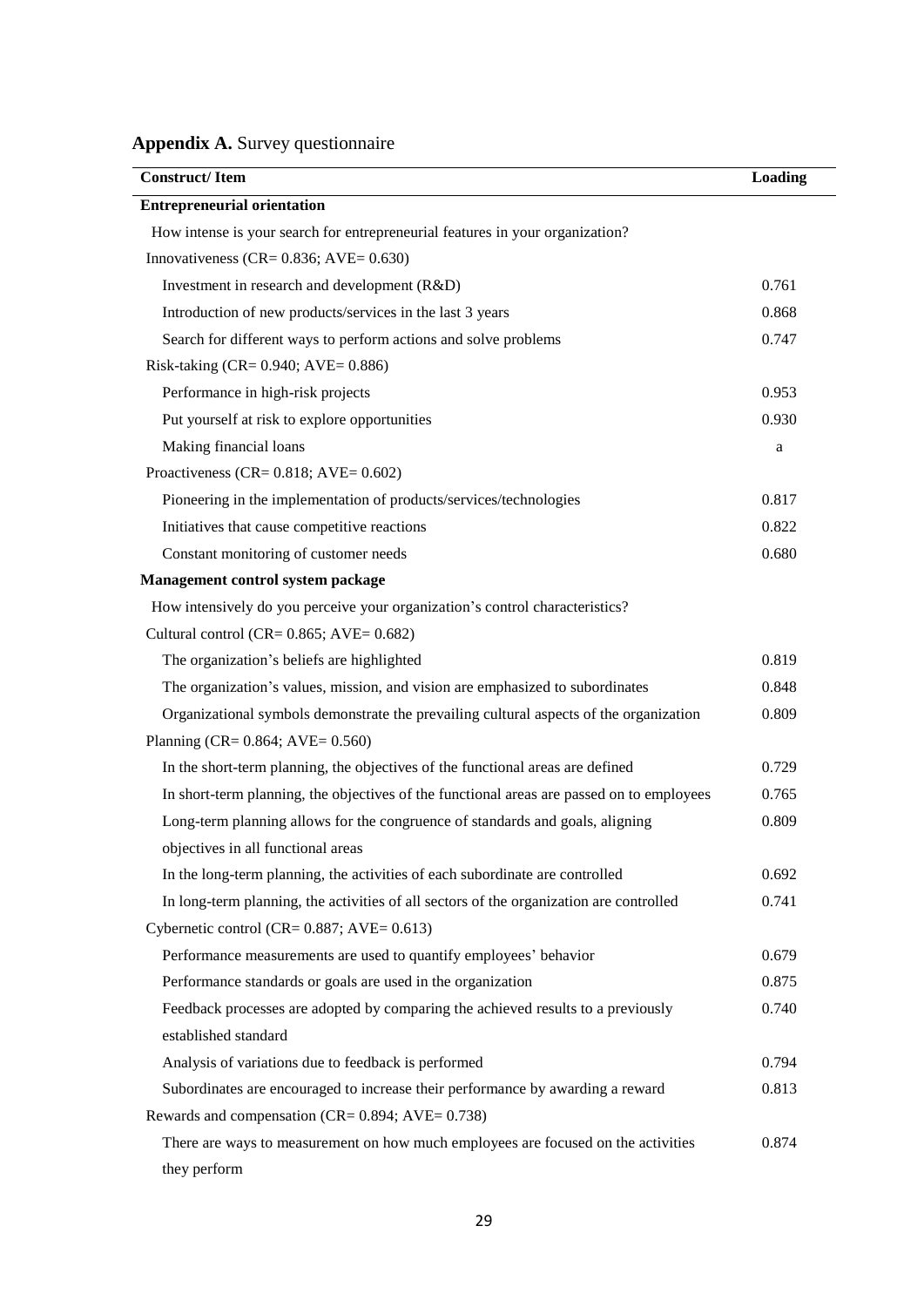**Appendix A.** Survey questionnaire

| Construct/ Item | Loading |
|---|---|
| **Entrepreneurial orientation** | |
| How intense is your search for entrepreneurial features in your organization? | |
| Innovativeness (CR= 0.836; AVE= 0.630) | |
| Investment in research and development (R&D) | 0.761 |
| Introduction of new products/services in the last 3 years | 0.868 |
| Search for different ways to perform actions and solve problems | 0.747 |
| Risk-taking (CR= 0.940; AVE= 0.886) | |
| Performance in high-risk projects | 0.953 |
| Put yourself at risk to explore opportunities | 0.930 |
| Making financial loans | a |
| Proactiveness (CR= 0.818; AVE= 0.602) | |
| Pioneering in the implementation of products/services/technologies | 0.817 |
| Initiatives that cause competitive reactions | 0.822 |
| Constant monitoring of customer needs | 0.680 |
| **Management control system package** | |
| How intensively do you perceive your organization's control characteristics? | |
| Cultural control (CR= 0.865; AVE= 0.682) | |
| The organization's beliefs are highlighted | 0.819 |
| The organization's values, mission, and vision are emphasized to subordinates | 0.848 |
| Organizational symbols demonstrate the prevailing cultural aspects of the organization | 0.809 |
| Planning (CR= 0.864; AVE= 0.560) | |
| In the short-term planning, the objectives of the functional areas are defined | 0.729 |
| In short-term planning, the objectives of the functional areas are passed on to employees | 0.765 |
| Long-term planning allows for the congruence of standards and goals, aligning objectives in all functional areas | 0.809 |
| In the long-term planning, the activities of each subordinate are controlled | 0.692 |
| In long-term planning, the activities of all sectors of the organization are controlled | 0.741 |
| Cybernetic control (CR= 0.887; AVE= 0.613) | |
| Performance measurements are used to quantify employees' behavior | 0.679 |
| Performance standards or goals are used in the organization | 0.875 |
| Feedback processes are adopted by comparing the achieved results to a previously established standard | 0.740 |
| Analysis of variations due to feedback is performed | 0.794 |
| Subordinates are encouraged to increase their performance by awarding a reward | 0.813 |
| Rewards and compensation (CR= 0.894; AVE= 0.738) | |
| There are ways to measurement on how much employees are focused on the activities they perform | 0.874 |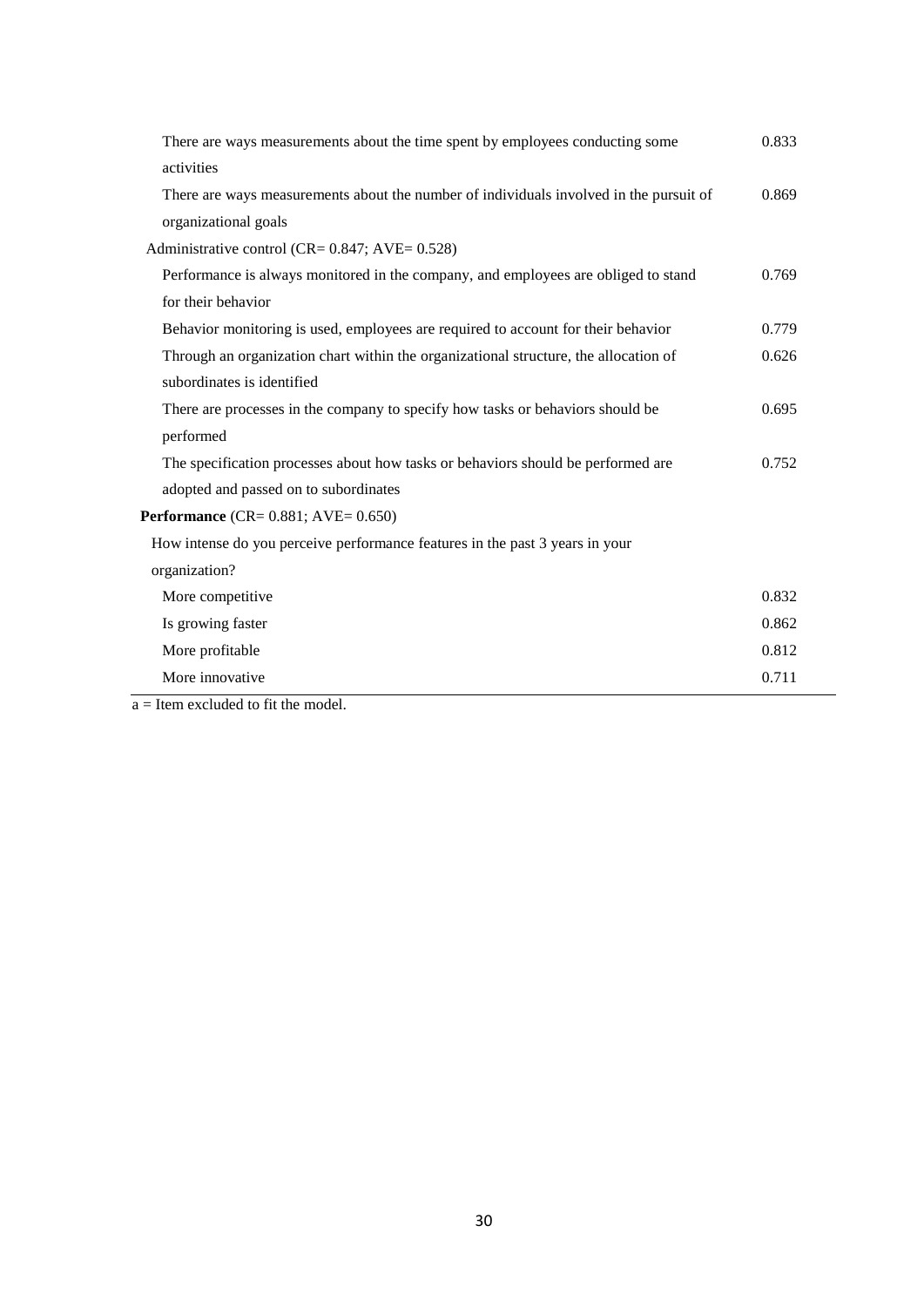| | |
|---|---|
| There are ways measurements about the time spent by employees conducting some activities | 0.833 |
| There are ways measurements about the number of individuals involved in the pursuit of organizational goals | 0.869 |
| Administrative control (CR= 0.847; AVE= 0.528) | |
| Performance is always monitored in the company, and employees are obliged to stand for their behavior | 0.769 |
| Behavior monitoring is used, employees are required to account for their behavior | 0.779 |
| Through an organization chart within the organizational structure, the allocation of subordinates is identified | 0.626 |
| There are processes in the company to specify how tasks or behaviors should be performed | 0.695 |
| The specification processes about how tasks or behaviors should be performed are adopted and passed on to subordinates | 0.752 |
| **Performance** (CR= 0.881; AVE= 0.650) | |
| How intense do you perceive performance features in the past 3 years in your organization? | |
| More competitive | 0.832 |
| Is growing faster | 0.862 |
| More profitable | 0.812 |
| More innovative | 0.711 |

a = Item excluded to fit the model.